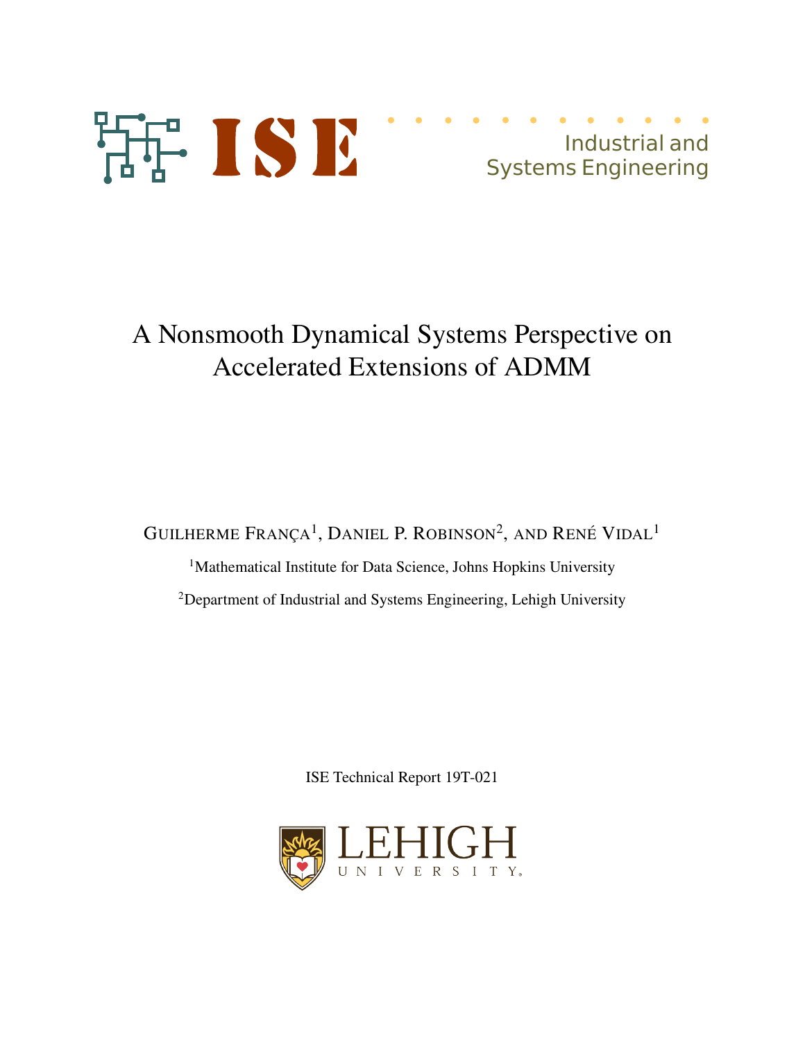ISE

Industrial and Systems Engineering

# A Nonsmooth Dynamical Systems Perspective on Accelerated Extensions of ADMM

Guilherme França[1], Daniel P. Robinson[2], and René Vidal[1]

[1]Mathematical Institute for Data Science, Johns Hopkins University

[2]Department of Industrial and Systems Engineering, Lehigh University

ISE Technical Report 19T-021

LEHIGH UNIVERSITY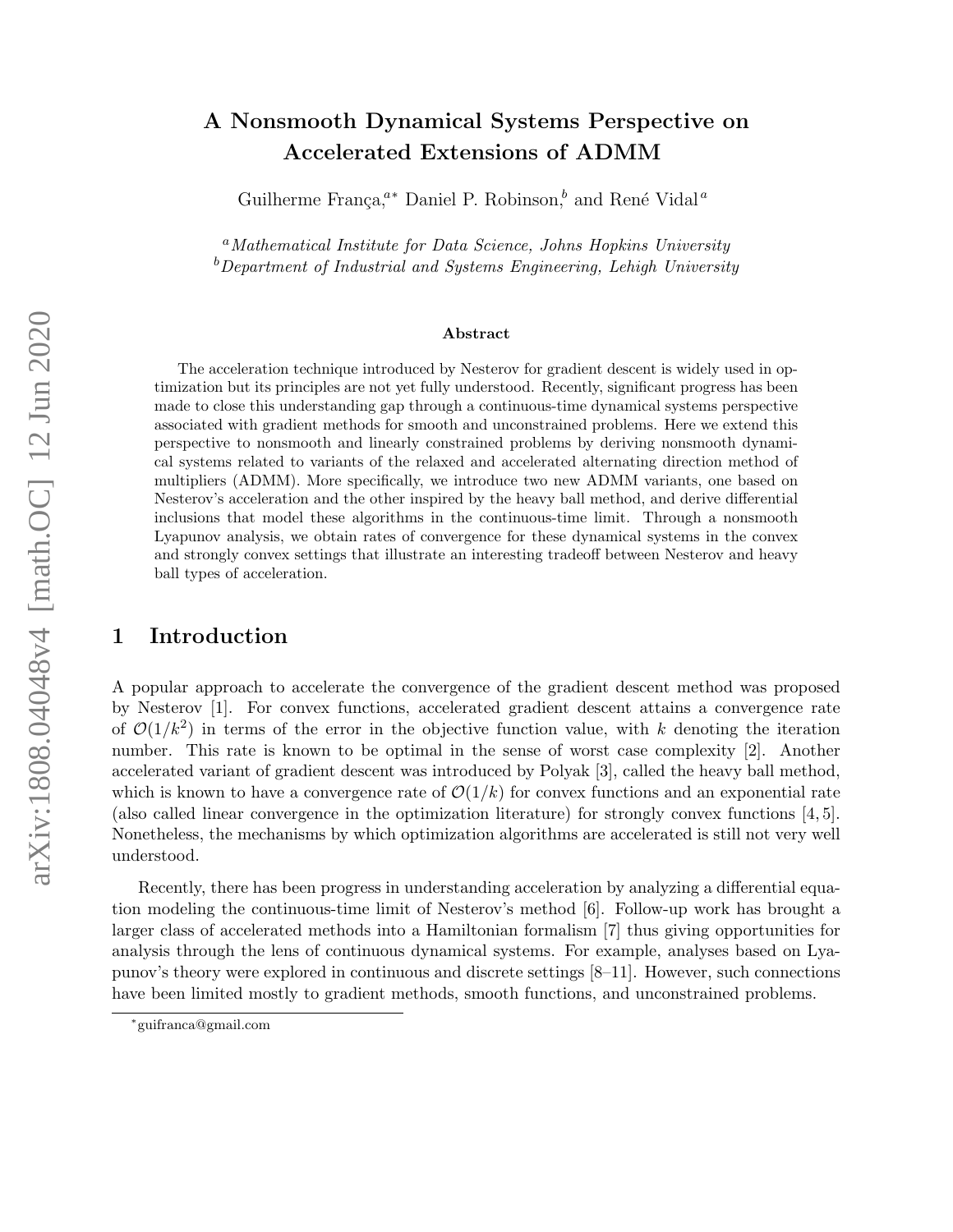# A Nonsmooth Dynamical Systems Perspective on Accelerated Extensions of ADMM

Guilherme França,[a*] Daniel P. Robinson,[b] and René Vidal[a]

[a]*Mathematical Institute for Data Science, Johns Hopkins University*
[b]*Department of Industrial and Systems Engineering, Lehigh University*

### Abstract

The acceleration technique introduced by Nesterov for gradient descent is widely used in optimization but its principles are not yet fully understood. Recently, significant progress has been made to close this understanding gap through a continuous-time dynamical systems perspective associated with gradient methods for smooth and unconstrained problems. Here we extend this perspective to nonsmooth and linearly constrained problems by deriving nonsmooth dynamical systems related to variants of the relaxed and accelerated alternating direction method of multipliers (ADMM). More specifically, we introduce two new ADMM variants, one based on Nesterov's acceleration and the other inspired by the heavy ball method, and derive differential inclusions that model these algorithms in the continuous-time limit. Through a nonsmooth Lyapunov analysis, we obtain rates of convergence for these dynamical systems in the convex and strongly convex settings that illustrate an interesting tradeoff between Nesterov and heavy ball types of acceleration.

## 1 Introduction

A popular approach to accelerate the convergence of the gradient descent method was proposed by Nesterov [1]. For convex functions, accelerated gradient descent attains a convergence rate of $\mathcal{O}(1/k^2)$ in terms of the error in the objective function value, with $k$ denoting the iteration number. This rate is known to be optimal in the sense of worst case complexity [2]. Another accelerated variant of gradient descent was introduced by Polyak [3], called the heavy ball method, which is known to have a convergence rate of $\mathcal{O}(1/k)$ for convex functions and an exponential rate (also called linear convergence in the optimization literature) for strongly convex functions [4, 5]. Nonetheless, the mechanisms by which optimization algorithms are accelerated is still not very well understood.

Recently, there has been progress in understanding acceleration by analyzing a differential equation modeling the continuous-time limit of Nesterov's method [6]. Follow-up work has brought a larger class of accelerated methods into a Hamiltonian formalism [7] thus giving opportunities for analysis through the lens of continuous dynamical systems. For example, analyses based on Lyapunov's theory were explored in continuous and discrete settings [8–11]. However, such connections have been limited mostly to gradient methods, smooth functions, and unconstrained problems.

*guifranca@gmail.com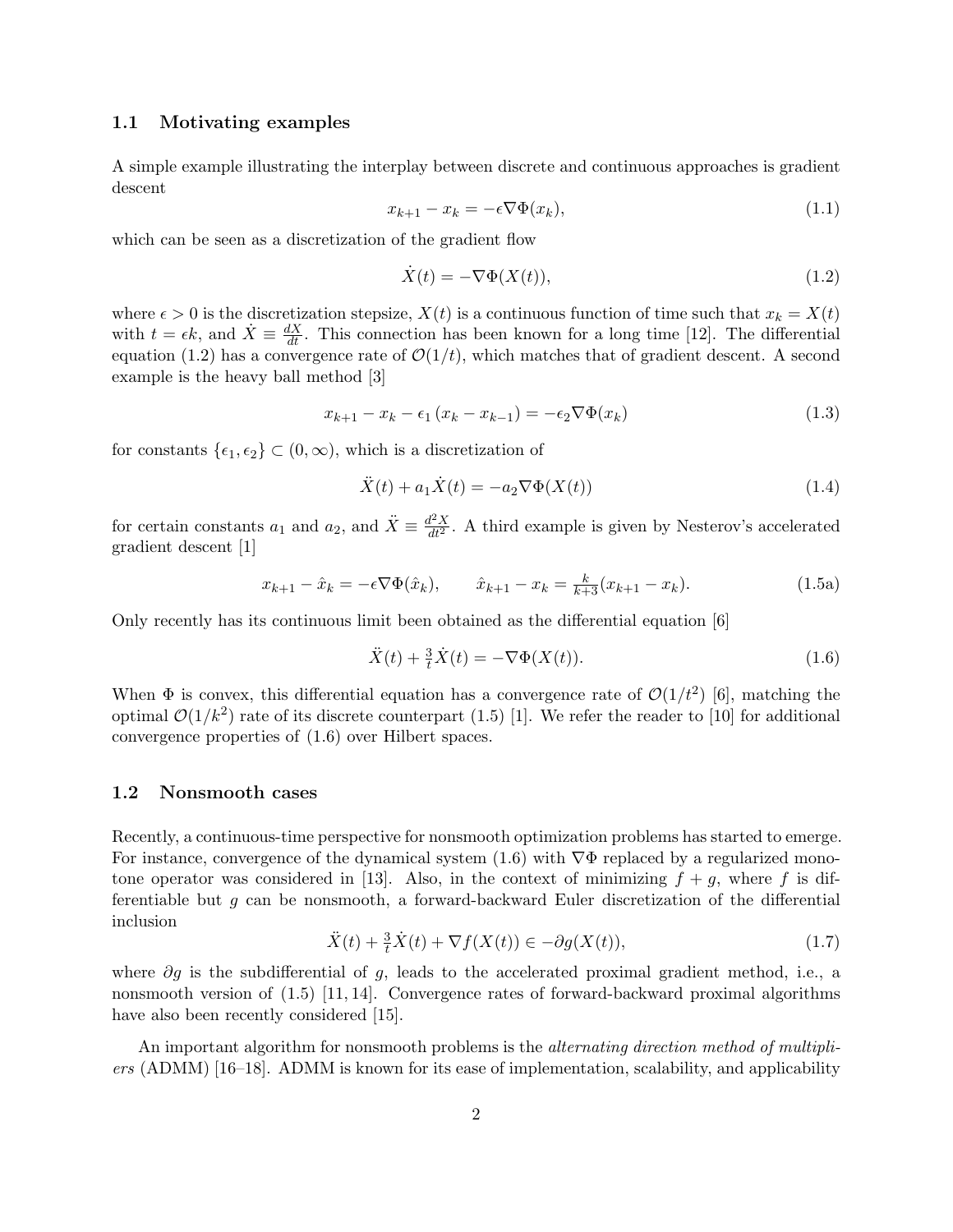### 1.1 Motivating examples

A simple example illustrating the interplay between discrete and continuous approaches is gradient descent

$$x_{k+1} - x_k = -\epsilon \nabla \Phi(x_k), \tag{1.1}$$

which can be seen as a discretization of the gradient flow

$$\dot{X}(t) = -\nabla \Phi(X(t)), \tag{1.2}$$

where $\epsilon > 0$ is the discretization stepsize, $X(t)$ is a continuous function of time such that $x_k = X(t)$ with $t = \epsilon k$, and $\dot{X} \equiv \frac{dX}{dt}$. This connection has been known for a long time [12]. The differential equation (1.2) has a convergence rate of $\mathcal{O}(1/t)$, which matches that of gradient descent. A second example is the heavy ball method [3]

$$x_{k+1} - x_k - \epsilon_1 (x_k - x_{k-1}) = -\epsilon_2 \nabla \Phi(x_k) \tag{1.3}$$

for constants $\{\epsilon_1, \epsilon_2\} \subset (0, \infty)$, which is a discretization of

$$\ddot{X}(t) + a_1 \dot{X}(t) = -a_2 \nabla \Phi(X(t)) \tag{1.4}$$

for certain constants $a_1$ and $a_2$, and $\ddot{X} \equiv \frac{d^2X}{dt^2}$. A third example is given by Nesterov's accelerated gradient descent [1]

$$x_{k+1} - \hat{x}_k = -\epsilon \nabla \Phi(\hat{x}_k), \qquad \hat{x}_{k+1} - x_k = \tfrac{k}{k+3}(x_{k+1} - x_k). \tag{1.5a}$$

Only recently has its continuous limit been obtained as the differential equation [6]

$$\ddot{X}(t) + \tfrac{3}{t} \dot{X}(t) = -\nabla \Phi(X(t)). \tag{1.6}$$

When $\Phi$ is convex, this differential equation has a convergence rate of $\mathcal{O}(1/t^2)$ [6], matching the optimal $\mathcal{O}(1/k^2)$ rate of its discrete counterpart (1.5) [1]. We refer the reader to [10] for additional convergence properties of (1.6) over Hilbert spaces.

### 1.2 Nonsmooth cases

Recently, a continuous-time perspective for nonsmooth optimization problems has started to emerge. For instance, convergence of the dynamical system (1.6) with $\nabla \Phi$ replaced by a regularized monotone operator was considered in [13]. Also, in the context of minimizing $f + g$, where $f$ is differentiable but $g$ can be nonsmooth, a forward-backward Euler discretization of the differential inclusion

$$\ddot{X}(t) + \tfrac{3}{t} \dot{X}(t) + \nabla f(X(t)) \in -\partial g(X(t)), \tag{1.7}$$

where $\partial g$ is the subdifferential of $g$, leads to the accelerated proximal gradient method, i.e., a nonsmooth version of (1.5) [11, 14]. Convergence rates of forward-backward proximal algorithms have also been recently considered [15].

An important algorithm for nonsmooth problems is the *alternating direction method of multipliers* (ADMM) [16–18]. ADMM is known for its ease of implementation, scalability, and applicability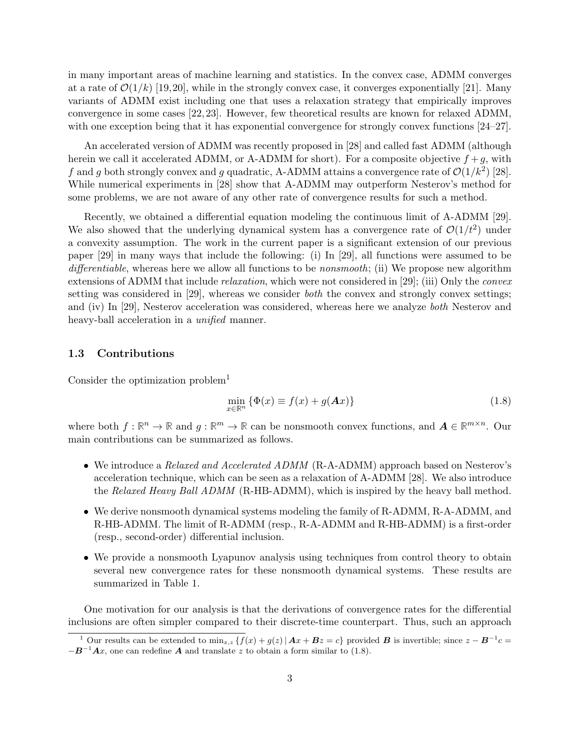in many important areas of machine learning and statistics. In the convex case, ADMM converges at a rate of $\mathcal{O}(1/k)$ [19,20], while in the strongly convex case, it converges exponentially [21]. Many variants of ADMM exist including one that uses a relaxation strategy that empirically improves convergence in some cases [22,23]. However, few theoretical results are known for relaxed ADMM, with one exception being that it has exponential convergence for strongly convex functions [24–27].

An accelerated version of ADMM was recently proposed in [28] and called fast ADMM (although herein we call it accelerated ADMM, or A-ADMM for short). For a composite objective $f+g$, with $f$ and $g$ both strongly convex and $g$ quadratic, A-ADMM attains a convergence rate of $\mathcal{O}(1/k^2)$ [28]. While numerical experiments in [28] show that A-ADMM may outperform Nesterov's method for some problems, we are not aware of any other rate of convergence results for such a method.

Recently, we obtained a differential equation modeling the continuous limit of A-ADMM [29]. We also showed that the underlying dynamical system has a convergence rate of $\mathcal{O}(1/t^2)$ under a convexity assumption. The work in the current paper is a significant extension of our previous paper [29] in many ways that include the following: (i) In [29], all functions were assumed to be *differentiable*, whereas here we allow all functions to be *nonsmooth*; (ii) We propose new algorithm extensions of ADMM that include *relaxation*, which were not considered in [29]; (iii) Only the *convex* setting was considered in [29], whereas we consider *both* the convex and strongly convex settings; and (iv) In [29], Nesterov acceleration was considered, whereas here we analyze *both* Nesterov and heavy-ball acceleration in a *unified* manner.

### 1.3 Contributions

Consider the optimization problem[1]

$$\min_{x\in\mathbb{R}^n} \{\Phi(x) \equiv f(x) + g(\boldsymbol{A}x)\} \tag{1.8}$$

where both $f:\mathbb{R}^n\to\mathbb{R}$ and $g:\mathbb{R}^m\to\mathbb{R}$ can be nonsmooth convex functions, and $\boldsymbol{A}\in\mathbb{R}^{m\times n}$. Our main contributions can be summarized as follows.

- We introduce a *Relaxed and Accelerated ADMM* (R-A-ADMM) approach based on Nesterov's acceleration technique, which can be seen as a relaxation of A-ADMM [28]. We also introduce the *Relaxed Heavy Ball ADMM* (R-HB-ADMM), which is inspired by the heavy ball method.
- We derive nonsmooth dynamical systems modeling the family of R-ADMM, R-A-ADMM, and R-HB-ADMM. The limit of R-ADMM (resp., R-A-ADMM and R-HB-ADMM) is a first-order (resp., second-order) differential inclusion.
- We provide a nonsmooth Lyapunov analysis using techniques from control theory to obtain several new convergence rates for these nonsmooth dynamical systems. These results are summarized in Table 1.

One motivation for our analysis is that the derivations of convergence rates for the differential inclusions are often simpler compared to their discrete-time counterpart. Thus, such an approach

[1] Our results can be extended to $\min_{x,z}\{f(x)+g(z)\,|\,\boldsymbol{A}x+\boldsymbol{B}z=c\}$ provided $\boldsymbol{B}$ is invertible; since $z-\boldsymbol{B}^{-1}c = -\boldsymbol{B}^{-1}\boldsymbol{A}x$, one can redefine $\boldsymbol{A}$ and translate $z$ to obtain a form similar to (1.8).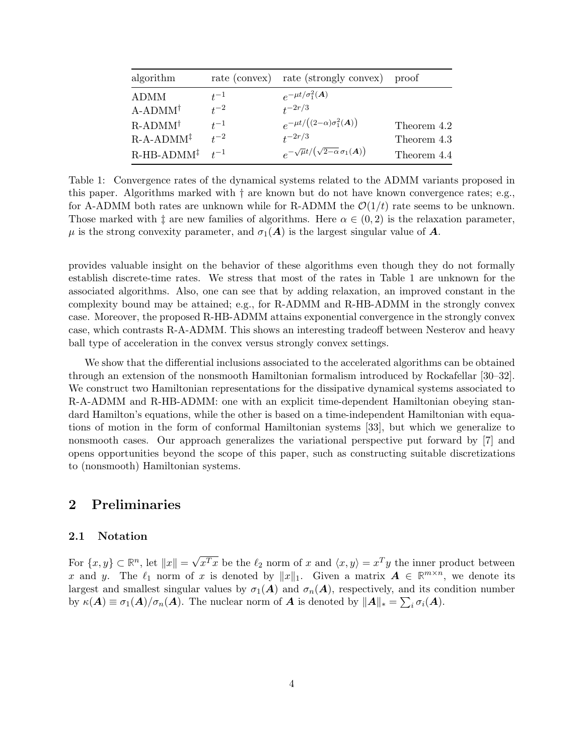| algorithm | rate (convex) | rate (strongly convex) | proof |
| --- | --- | --- | --- |
| ADMM | $t^{-1}$ | $e^{-\mu t/\sigma_1^2(\boldsymbol{A})}$ | |
| A-ADMM$^\dagger$ | $t^{-2}$ | $t^{-2r/3}$ | |
| R-ADMM$^\dagger$ | $t^{-1}$ | $e^{-\mu t/\left((2-\alpha)\sigma_1^2(\boldsymbol{A})\right)}$ | Theorem 4.2 |
| R-A-ADMM$^\ddagger$ | $t^{-2}$ | $t^{-2r/3}$ | Theorem 4.3 |
| R-HB-ADMM$^\ddagger$ | $t^{-1}$ | $e^{-\sqrt{\mu}t/\left(\sqrt{2-\alpha}\,\sigma_1(\boldsymbol{A})\right)}$ | Theorem 4.4 |

Table 1: Convergence rates of the dynamical systems related to the ADMM variants proposed in this paper. Algorithms marked with † are known but do not have known convergence rates; e.g., for A-ADMM both rates are unknown while for R-ADMM the $\mathcal{O}(1/t)$ rate seems to be unknown. Those marked with ‡ are new families of algorithms. Here $\alpha \in (0,2)$ is the relaxation parameter, $\mu$ is the strong convexity parameter, and $\sigma_1(\boldsymbol{A})$ is the largest singular value of $\boldsymbol{A}$.

provides valuable insight on the behavior of these algorithms even though they do not formally establish discrete-time rates. We stress that most of the rates in Table 1 are unknown for the associated algorithms. Also, one can see that by adding relaxation, an improved constant in the complexity bound may be attained; e.g., for R-ADMM and R-HB-ADMM in the strongly convex case. Moreover, the proposed R-HB-ADMM attains exponential convergence in the strongly convex case, which contrasts R-A-ADMM. This shows an interesting tradeoff between Nesterov and heavy ball type of acceleration in the convex versus strongly convex settings.

We show that the differential inclusions associated to the accelerated algorithms can be obtained through an extension of the nonsmooth Hamiltonian formalism introduced by Rockafellar [30–32]. We construct two Hamiltonian representations for the dissipative dynamical systems associated to R-A-ADMM and R-HB-ADMM: one with an explicit time-dependent Hamiltonian obeying standard Hamilton's equations, while the other is based on a time-independent Hamiltonian with equations of motion in the form of conformal Hamiltonian systems [33], but which we generalize to nonsmooth cases. Our approach generalizes the variational perspective put forward by [7] and opens opportunities beyond the scope of this paper, such as constructing suitable discretizations to (nonsmooth) Hamiltonian systems.

## 2 Preliminaries

### 2.1 Notation

For $\{x, y\} \subset \mathbb{R}^n$, let $\|x\| = \sqrt{x^T x}$ be the $\ell_2$ norm of $x$ and $\langle x, y\rangle = x^T y$ the inner product between $x$ and $y$. The $\ell_1$ norm of $x$ is denoted by $\|x\|_1$. Given a matrix $\boldsymbol{A} \in \mathbb{R}^{m\times n}$, we denote its largest and smallest singular values by $\sigma_1(\boldsymbol{A})$ and $\sigma_n(\boldsymbol{A})$, respectively, and its condition number by $\kappa(\boldsymbol{A}) \equiv \sigma_1(\boldsymbol{A})/\sigma_n(\boldsymbol{A})$. The nuclear norm of $\boldsymbol{A}$ is denoted by $\|\boldsymbol{A}\|_* = \sum_i \sigma_i(\boldsymbol{A})$.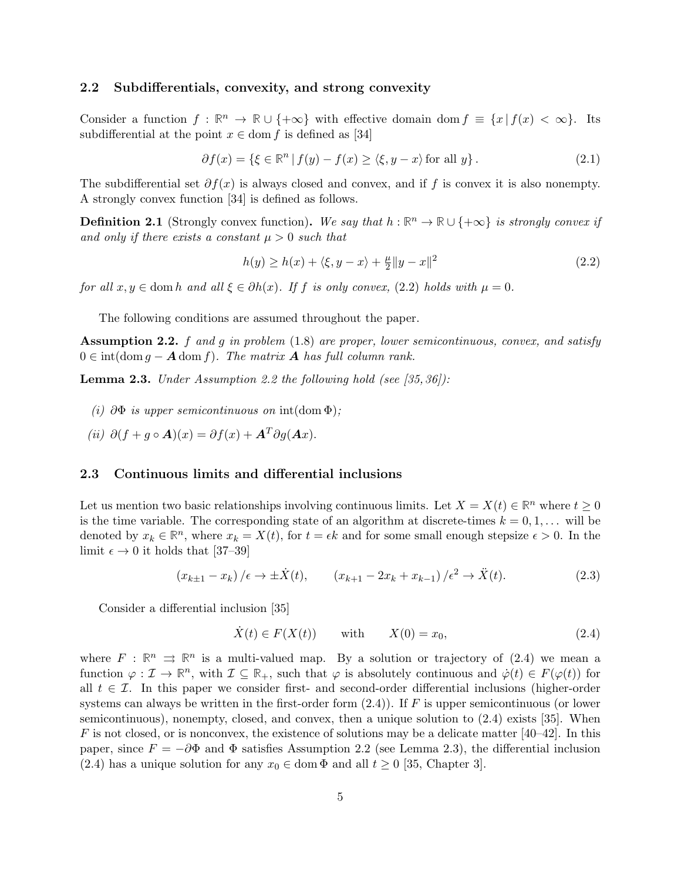### 2.2 Subdifferentials, convexity, and strong convexity

Consider a function $f : \mathbb{R}^n \to \mathbb{R} \cup \{+\infty\}$ with effective domain $\operatorname{dom} f \equiv \{x \,|\, f(x) < \infty\}$. Its subdifferential at the point $x \in \operatorname{dom} f$ is defined as [34]

$$\partial f(x) = \{\xi \in \mathbb{R}^n \,|\, f(y) - f(x) \geq \langle \xi, y - x\rangle \text{ for all } y\}. \tag{2.1}$$

The subdifferential set $\partial f(x)$ is always closed and convex, and if $f$ is convex it is also nonempty. A strongly convex function [34] is defined as follows.

**Definition 2.1** (Strongly convex function)**.** *We say that $h : \mathbb{R}^n \to \mathbb{R} \cup \{+\infty\}$ is strongly convex if and only if there exists a constant $\mu > 0$ such that*

$$h(y) \geq h(x) + \langle \xi, y - x\rangle + \tfrac{\mu}{2}\|y - x\|^2 \tag{2.2}$$

*for all $x, y \in \operatorname{dom} h$ and all $\xi \in \partial h(x)$. If $f$ is only convex, (2.2) holds with $\mu = 0$.*

The following conditions are assumed throughout the paper.

**Assumption 2.2.** *$f$ and $g$ in problem (1.8) are proper, lower semicontinuous, convex, and satisfy $0 \in \operatorname{int}(\operatorname{dom} g - \boldsymbol{A} \operatorname{dom} f)$. The matrix $\boldsymbol{A}$ has full column rank.*

**Lemma 2.3.** *Under Assumption 2.2 the following hold (see [35, 36]):*

*(i) $\partial\Phi$ is upper semicontinuous on $\operatorname{int}(\operatorname{dom}\Phi)$;*

*(ii) $\partial(f + g \circ \boldsymbol{A})(x) = \partial f(x) + \boldsymbol{A}^T \partial g(\boldsymbol{A}x)$.*

### 2.3 Continuous limits and differential inclusions

Let us mention two basic relationships involving continuous limits. Let $X = X(t) \in \mathbb{R}^n$ where $t \geq 0$ is the time variable. The corresponding state of an algorithm at discrete-times $k = 0, 1, \ldots$ will be denoted by $x_k \in \mathbb{R}^n$, where $x_k = X(t)$, for $t = \epsilon k$ and for some small enough stepsize $\epsilon > 0$. In the limit $\epsilon \to 0$ it holds that [37–39]

$$(x_{k\pm 1} - x_k)/\epsilon \to \pm\dot{X}(t), \qquad (x_{k+1} - 2x_k + x_{k-1})/\epsilon^2 \to \ddot{X}(t). \tag{2.3}$$

Consider a differential inclusion [35]

$$\dot{X}(t) \in F(X(t)) \qquad \text{with} \qquad X(0) = x_0, \tag{2.4}$$

where $F : \mathbb{R}^n \rightrightarrows \mathbb{R}^n$ is a multi-valued map. By a solution or trajectory of (2.4) we mean a function $\varphi : \mathcal{I} \to \mathbb{R}^n$, with $\mathcal{I} \subseteq \mathbb{R}_+$, such that $\varphi$ is absolutely continuous and $\dot{\varphi}(t) \in F(\varphi(t))$ for all $t \in \mathcal{I}$. In this paper we consider first- and second-order differential inclusions (higher-order systems can always be written in the first-order form (2.4)). If $F$ is upper semicontinuous (or lower semicontinuous), nonempty, closed, and convex, then a unique solution to (2.4) exists [35]. When $F$ is not closed, or is nonconvex, the existence of solutions may be a delicate matter [40–42]. In this paper, since $F = -\partial\Phi$ and $\Phi$ satisfies Assumption 2.2 (see Lemma 2.3), the differential inclusion (2.4) has a unique solution for any $x_0 \in \operatorname{dom}\Phi$ and all $t \geq 0$ [35, Chapter 3].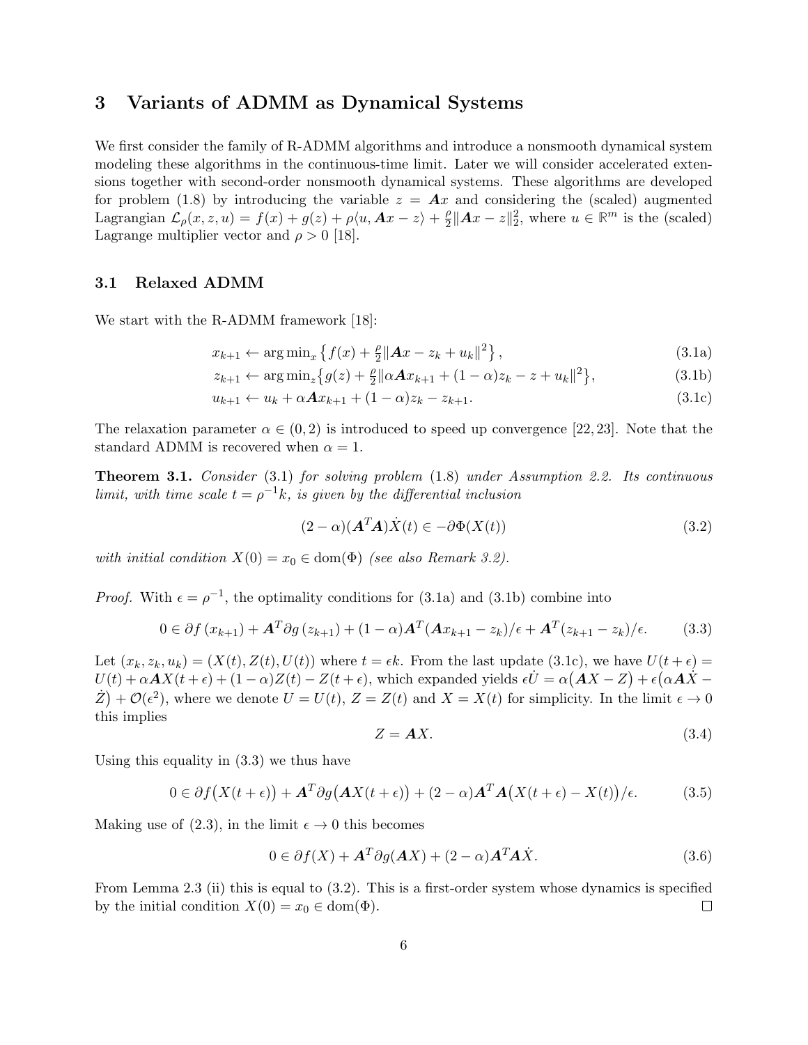## 3 Variants of ADMM as Dynamical Systems

We first consider the family of R-ADMM algorithms and introduce a nonsmooth dynamical system modeling these algorithms in the continuous-time limit. Later we will consider accelerated extensions together with second-order nonsmooth dynamical systems. These algorithms are developed for problem (1.8) by introducing the variable $z = \boldsymbol{A}x$ and considering the (scaled) augmented Lagrangian $\mathcal{L}_\rho(x, z, u) = f(x) + g(z) + \rho\langle u, \boldsymbol{A}x - z\rangle + \frac{\rho}{2}\|\boldsymbol{A}x - z\|_2^2$, where $u \in \mathbb{R}^m$ is the (scaled) Lagrange multiplier vector and $\rho > 0$ [18].

### 3.1 Relaxed ADMM

We start with the R-ADMM framework [18]:

$$x_{k+1} \leftarrow \arg\min_x \left\{ f(x) + \tfrac{\rho}{2}\|\boldsymbol{A}x - z_k + u_k\|^2 \right\}, \tag{3.1a}$$

$$z_{k+1} \leftarrow \arg\min_z \left\{ g(z) + \tfrac{\rho}{2}\|\alpha\boldsymbol{A}x_{k+1} + (1-\alpha)z_k - z + u_k\|^2 \right\}, \tag{3.1b}$$

$$u_{k+1} \leftarrow u_k + \alpha\boldsymbol{A}x_{k+1} + (1-\alpha)z_k - z_{k+1}. \tag{3.1c}$$

The relaxation parameter $\alpha \in (0, 2)$ is introduced to speed up convergence [22,23]. Note that the standard ADMM is recovered when $\alpha = 1$.

**Theorem 3.1.** *Consider* (3.1) *for solving problem* (1.8) *under Assumption 2.2. Its continuous limit, with time scale $t = \rho^{-1}k$, is given by the differential inclusion*

$$(2-\alpha)(\boldsymbol{A}^T\boldsymbol{A})\dot{X}(t) \in -\partial\Phi(X(t)) \tag{3.2}$$

*with initial condition $X(0) = x_0 \in \operatorname{dom}(\Phi)$ (see also Remark 3.2).*

*Proof.* With $\epsilon = \rho^{-1}$, the optimality conditions for (3.1a) and (3.1b) combine into

$$0 \in \partial f(x_{k+1}) + \boldsymbol{A}^T\partial g(z_{k+1}) + (1-\alpha)\boldsymbol{A}^T(\boldsymbol{A}x_{k+1} - z_k)/\epsilon + \boldsymbol{A}^T(z_{k+1} - z_k)/\epsilon. \tag{3.3}$$

Let $(x_k, z_k, u_k) = (X(t), Z(t), U(t))$ where $t = \epsilon k$. From the last update (3.1c), we have $U(t+\epsilon) = U(t) + \alpha\boldsymbol{A}X(t+\epsilon) + (1-\alpha)Z(t) - Z(t+\epsilon)$, which expanded yields $\epsilon\dot{U} = \alpha\big(\boldsymbol{A}X - Z\big) + \epsilon\big(\alpha\boldsymbol{A}\dot{X} - \dot{Z}\big) + \mathcal{O}(\epsilon^2)$, where we denote $U = U(t)$, $Z = Z(t)$ and $X = X(t)$ for simplicity. In the limit $\epsilon \to 0$ this implies

$$Z = \boldsymbol{A}X. \tag{3.4}$$

Using this equality in (3.3) we thus have

$$0 \in \partial f\big(X(t+\epsilon)\big) + \boldsymbol{A}^T\partial g\big(\boldsymbol{A}X(t+\epsilon)\big) + (2-\alpha)\boldsymbol{A}^T\boldsymbol{A}\big(X(t+\epsilon) - X(t)\big)/\epsilon. \tag{3.5}$$

Making use of (2.3), in the limit $\epsilon \to 0$ this becomes

$$0 \in \partial f(X) + \boldsymbol{A}^T\partial g(\boldsymbol{A}X) + (2-\alpha)\boldsymbol{A}^T\boldsymbol{A}\dot{X}. \tag{3.6}$$

From Lemma 2.3 (ii) this is equal to (3.2). This is a first-order system whose dynamics is specified by the initial condition $X(0) = x_0 \in \operatorname{dom}(\Phi)$. $\square$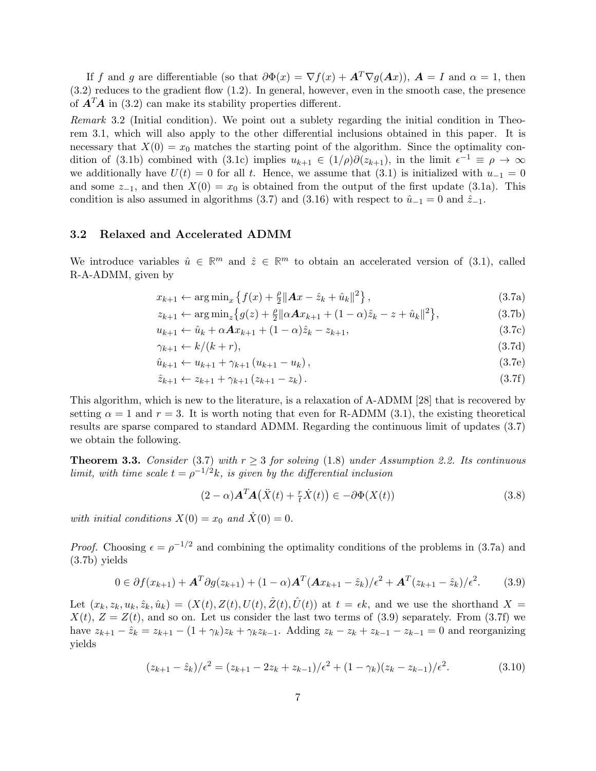If $f$ and $g$ are differentiable (so that $\partial\Phi(x) = \nabla f(x) + \boldsymbol{A}^T \nabla g(\boldsymbol{A}x)$), $\boldsymbol{A} = I$ and $\alpha = 1$, then (3.2) reduces to the gradient flow (1.2). In general, however, even in the smooth case, the presence of $\boldsymbol{A}^T\boldsymbol{A}$ in (3.2) can make its stability properties different.

*Remark* 3.2 (Initial condition). We point out a sublety regarding the initial condition in Theorem 3.1, which will also apply to the other differential inclusions obtained in this paper. It is necessary that $X(0) = x_0$ matches the starting point of the algorithm. Since the optimality condition of (3.1b) combined with (3.1c) implies $u_{k+1} \in (1/\rho)\partial(z_{k+1})$, in the limit $\epsilon^{-1} \equiv \rho \to \infty$ we additionally have $U(t) = 0$ for all $t$. Hence, we assume that (3.1) is initialized with $u_{-1} = 0$ and some $z_{-1}$, and then $X(0) = x_0$ is obtained from the output of the first update (3.1a). This condition is also assumed in algorithms (3.7) and (3.16) with respect to $\hat{u}_{-1} = 0$ and $\hat{z}_{-1}$.

### 3.2 Relaxed and Accelerated ADMM

We introduce variables $\hat{u} \in \mathbb{R}^m$ and $\hat{z} \in \mathbb{R}^m$ to obtain an accelerated version of (3.1), called R-A-ADMM, given by

$$x_{k+1} \leftarrow \arg\min_x \left\{ f(x) + \tfrac{\rho}{2}\|\boldsymbol{A}x - \hat{z}_k + \hat{u}_k\|^2 \right\}, \tag{3.7a}$$

$$z_{k+1} \leftarrow \arg\min_z \left\{ g(z) + \tfrac{\rho}{2}\|\alpha\boldsymbol{A}x_{k+1} + (1-\alpha)\hat{z}_k - z + \hat{u}_k\|^2 \right\}, \tag{3.7b}$$

$$u_{k+1} \leftarrow \hat{u}_k + \alpha\boldsymbol{A}x_{k+1} + (1-\alpha)\hat{z}_k - z_{k+1}, \tag{3.7c}$$

$$\gamma_{k+1} \leftarrow k/(k+r), \tag{3.7d}$$

$$\hat{u}_{k+1} \leftarrow u_{k+1} + \gamma_{k+1}\left(u_{k+1} - u_k\right), \tag{3.7e}$$

$$\hat{z}_{k+1} \leftarrow z_{k+1} + \gamma_{k+1}\left(z_{k+1} - z_k\right). \tag{3.7f}$$

This algorithm, which is new to the literature, is a relaxation of A-ADMM [28] that is recovered by setting $\alpha = 1$ and $r = 3$. It is worth noting that even for R-ADMM (3.1), the existing theoretical results are sparse compared to standard ADMM. Regarding the continuous limit of updates (3.7) we obtain the following.

**Theorem 3.3.** *Consider* (3.7) *with $r \geq 3$ for solving* (1.8) *under Assumption 2.2. Its continuous limit, with time scale $t = \rho^{-1/2}k$, is given by the differential inclusion*

$$(2-\alpha)\boldsymbol{A}^T\boldsymbol{A}\big(\ddot{X}(t) + \tfrac{r}{t}\dot{X}(t)\big) \in -\partial\Phi(X(t)) \tag{3.8}$$

*with initial conditions $X(0) = x_0$ and $\dot{X}(0) = 0$.*

*Proof.* Choosing $\epsilon = \rho^{-1/2}$ and combining the optimality conditions of the problems in (3.7a) and (3.7b) yields

$$0 \in \partial f(x_{k+1}) + \boldsymbol{A}^T\partial g(z_{k+1}) + (1-\alpha)\boldsymbol{A}^T(\boldsymbol{A}x_{k+1} - \hat{z}_k)/\epsilon^2 + \boldsymbol{A}^T(z_{k+1} - \hat{z}_k)/\epsilon^2. \tag{3.9}$$

Let $(x_k, z_k, u_k, \hat{z}_k, \hat{u}_k) = (X(t), Z(t), U(t), \hat{Z}(t), \hat{U}(t))$ at $t = \epsilon k$, and we use the shorthand $X = X(t)$, $Z = Z(t)$, and so on. Let us consider the last two terms of (3.9) separately. From (3.7f) we have $z_{k+1} - \hat{z}_k = z_{k+1} - (1+\gamma_k)z_k + \gamma_k z_{k-1}$. Adding $z_k - z_k + z_{k-1} - z_{k-1} = 0$ and reorganizing yields

$$(z_{k+1} - \hat{z}_k)/\epsilon^2 = (z_{k+1} - 2z_k + z_{k-1})/\epsilon^2 + (1-\gamma_k)(z_k - z_{k-1})/\epsilon^2. \tag{3.10}$$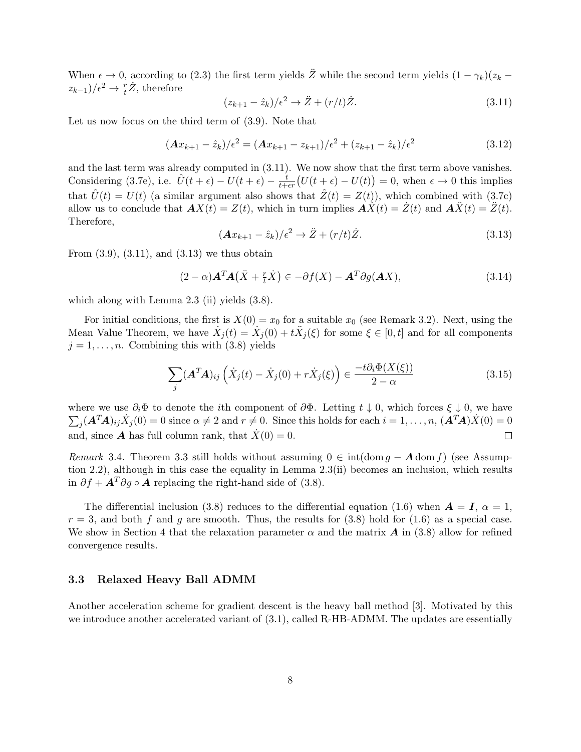When $\epsilon \to 0$, according to (2.3) the first term yields $\ddot{Z}$ while the second term yields $(1-\gamma_k)(z_k - z_{k-1})/\epsilon^2 \to \frac{r}{t}\dot{Z}$, therefore

$$(z_{k+1} - \hat{z}_k)/\epsilon^2 \to \ddot{Z} + (r/t)\dot{Z}. \tag{3.11}$$

Let us now focus on the third term of (3.9). Note that

$$(\boldsymbol{A}x_{k+1} - \hat{z}_k)/\epsilon^2 = (\boldsymbol{A}x_{k+1} - z_{k+1})/\epsilon^2 + (z_{k+1} - \hat{z}_k)/\epsilon^2 \tag{3.12}$$

and the last term was already computed in (3.11). We now show that the first term above vanishes. Considering (3.7e), i.e. $\hat{U}(t+\epsilon) - U(t+\epsilon) - \frac{t}{t+\epsilon r}\big(U(t+\epsilon) - U(t)\big) = 0$, when $\epsilon \to 0$ this implies that $\hat{U}(t) = U(t)$ (a similar argument also shows that $\hat{Z}(t) = Z(t)$), which combined with (3.7c) allow us to conclude that $\boldsymbol{A}X(t) = Z(t)$, which in turn implies $\boldsymbol{A}\dot{X}(t) = \dot{Z}(t)$ and $\boldsymbol{A}\ddot{X}(t) = \ddot{Z}(t)$. Therefore,

$$(\boldsymbol{A}x_{k+1} - \hat{z}_k)/\epsilon^2 \to \ddot{Z} + (r/t)\dot{Z}. \tag{3.13}$$

From (3.9), (3.11), and (3.13) we thus obtain

$$(2-\alpha)\boldsymbol{A}^T\boldsymbol{A}\big(\ddot{X} + \tfrac{r}{t}\dot{X}\big) \in -\partial f(X) - \boldsymbol{A}^T\partial g(\boldsymbol{A}X), \tag{3.14}$$

which along with Lemma 2.3 (ii) yields (3.8).

For initial conditions, the first is $X(0) = x_0$ for a suitable $x_0$ (see Remark 3.2). Next, using the Mean Value Theorem, we have $\dot{X}_j(t) = \dot{X}_j(0) + t\ddot{X}_j(\xi)$ for some $\xi \in [0,t]$ and for all components $j = 1, \ldots, n$. Combining this with (3.8) yields

$$\sum_j (\boldsymbol{A}^T\boldsymbol{A})_{ij}\left(\dot{X}_j(t) - \dot{X}_j(0) + r\dot{X}_j(\xi)\right) \in \frac{-t\partial_i\Phi(X(\xi))}{2-\alpha} \tag{3.15}$$

where we use $\partial_i\Phi$ to denote the $i$th component of $\partial\Phi$. Letting $t \downarrow 0$, which forces $\xi \downarrow 0$, we have $\sum_j (\boldsymbol{A}^T\boldsymbol{A})_{ij}\dot{X}_j(0) = 0$ since $\alpha \neq 2$ and $r \neq 0$. Since this holds for each $i = 1, \ldots, n$, $(\boldsymbol{A}^T\boldsymbol{A})\dot{X}(0) = 0$ and, since $\boldsymbol{A}$ has full column rank, that $\dot{X}(0) = 0$. □

*Remark* 3.4. Theorem 3.3 still holds without assuming $0 \in \operatorname{int}(\operatorname{dom} g - \boldsymbol{A}\operatorname{dom} f)$ (see Assumption 2.2), although in this case the equality in Lemma 2.3(ii) becomes an inclusion, which results in $\partial f + \boldsymbol{A}^T\partial g \circ \boldsymbol{A}$ replacing the right-hand side of (3.8).

The differential inclusion (3.8) reduces to the differential equation (1.6) when $\boldsymbol{A} = \boldsymbol{I}$, $\alpha = 1$, $r = 3$, and both $f$ and $g$ are smooth. Thus, the results for (3.8) hold for (1.6) as a special case. We show in Section 4 that the relaxation parameter $\alpha$ and the matrix $\boldsymbol{A}$ in (3.8) allow for refined convergence results.

### 3.3 Relaxed Heavy Ball ADMM

Another acceleration scheme for gradient descent is the heavy ball method [3]. Motivated by this we introduce another accelerated variant of (3.1), called R-HB-ADMM. The updates are essentially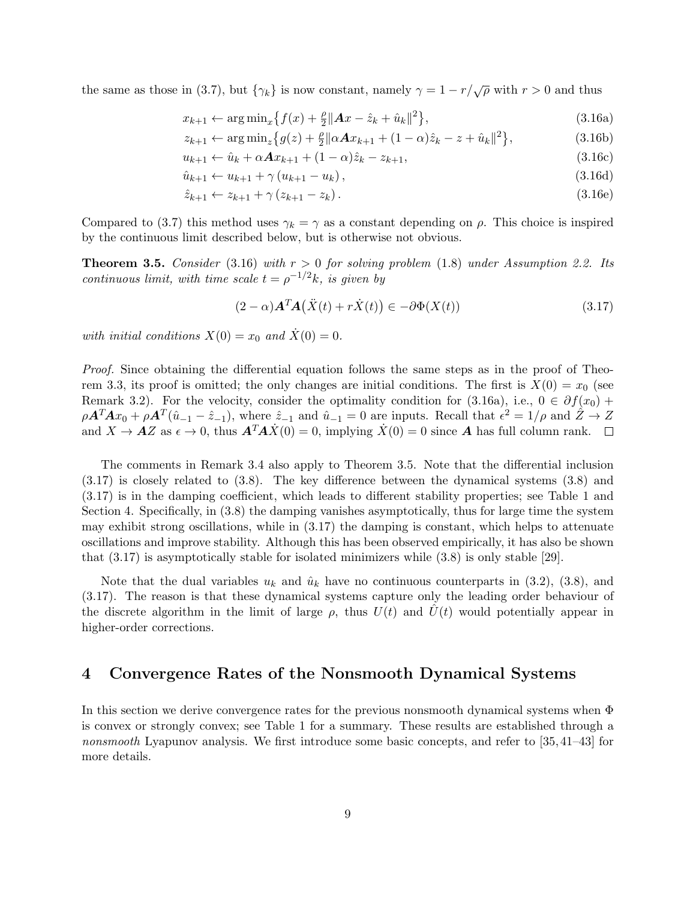the same as those in (3.7), but $\{\gamma_k\}$ is now constant, namely $\gamma = 1 - r/\sqrt{\rho}$ with $r > 0$ and thus

$$x_{k+1} \leftarrow \arg\min_x \big\{ f(x) + \tfrac{\rho}{2} \| \boldsymbol{A} x - \hat{z}_k + \hat{u}_k \|^2 \big\}, \tag{3.16a}$$

$$z_{k+1} \leftarrow \arg\min_z \big\{ g(z) + \tfrac{\rho}{2} \| \alpha \boldsymbol{A} x_{k+1} + (1-\alpha)\hat{z}_k - z + \hat{u}_k \|^2 \big\}, \tag{3.16b}$$

$$u_{k+1} \leftarrow \hat{u}_k + \alpha \boldsymbol{A} x_{k+1} + (1-\alpha)\hat{z}_k - z_{k+1}, \tag{3.16c}$$

$$\hat{u}_{k+1} \leftarrow u_{k+1} + \gamma \left( u_{k+1} - u_k \right), \tag{3.16d}$$

$$\hat{z}_{k+1} \leftarrow z_{k+1} + \gamma \left( z_{k+1} - z_k \right). \tag{3.16e}$$

Compared to (3.7) this method uses $\gamma_k = \gamma$ as a constant depending on $\rho$. This choice is inspired by the continuous limit described below, but is otherwise not obvious.

**Theorem 3.5.** *Consider* (3.16) *with $r > 0$ for solving problem* (1.8) *under Assumption 2.2. Its continuous limit, with time scale $t = \rho^{-1/2} k$, is given by*

$$(2-\alpha)\boldsymbol{A}^T\boldsymbol{A}\big(\ddot{X}(t) + r\dot{X}(t)\big) \in -\partial\Phi(X(t)) \tag{3.17}$$

*with initial conditions $X(0) = x_0$ and $\dot{X}(0) = 0$.*

*Proof.* Since obtaining the differential equation follows the same steps as in the proof of Theorem 3.3, its proof is omitted; the only changes are initial conditions. The first is $X(0) = x_0$ (see Remark 3.2). For the velocity, consider the optimality condition for (3.16a), i.e., $0 \in \partial f(x_0) + \rho \boldsymbol{A}^T\boldsymbol{A} x_0 + \rho \boldsymbol{A}^T(\hat{u}_{-1} - \hat{z}_{-1})$, where $\hat{z}_{-1}$ and $\hat{u}_{-1} = 0$ are inputs. Recall that $\epsilon^2 = 1/\rho$ and $\hat{Z} \to Z$ and $X \to \boldsymbol{A} Z$ as $\epsilon \to 0$, thus $\boldsymbol{A}^T\boldsymbol{A}\dot{X}(0) = 0$, implying $\dot{X}(0) = 0$ since $\boldsymbol{A}$ has full column rank. □

The comments in Remark 3.4 also apply to Theorem 3.5. Note that the differential inclusion (3.17) is closely related to (3.8). The key difference between the dynamical systems (3.8) and (3.17) is in the damping coefficient, which leads to different stability properties; see Table 1 and Section 4. Specifically, in (3.8) the damping vanishes asymptotically, thus for large time the system may exhibit strong oscillations, while in (3.17) the damping is constant, which helps to attenuate oscillations and improve stability. Although this has been observed empirically, it has also be shown that (3.17) is asymptotically stable for isolated minimizers while (3.8) is only stable [29].

Note that the dual variables $u_k$ and $\hat{u}_k$ have no continuous counterparts in (3.2), (3.8), and (3.17). The reason is that these dynamical systems capture only the leading order behaviour of the discrete algorithm in the limit of large $\rho$, thus $U(t)$ and $\hat{U}(t)$ would potentially appear in higher-order corrections.

## 4 Convergence Rates of the Nonsmooth Dynamical Systems

In this section we derive convergence rates for the previous nonsmooth dynamical systems when $\Phi$ is convex or strongly convex; see Table 1 for a summary. These results are established through a *nonsmooth* Lyapunov analysis. We first introduce some basic concepts, and refer to [35, 41–43] for more details.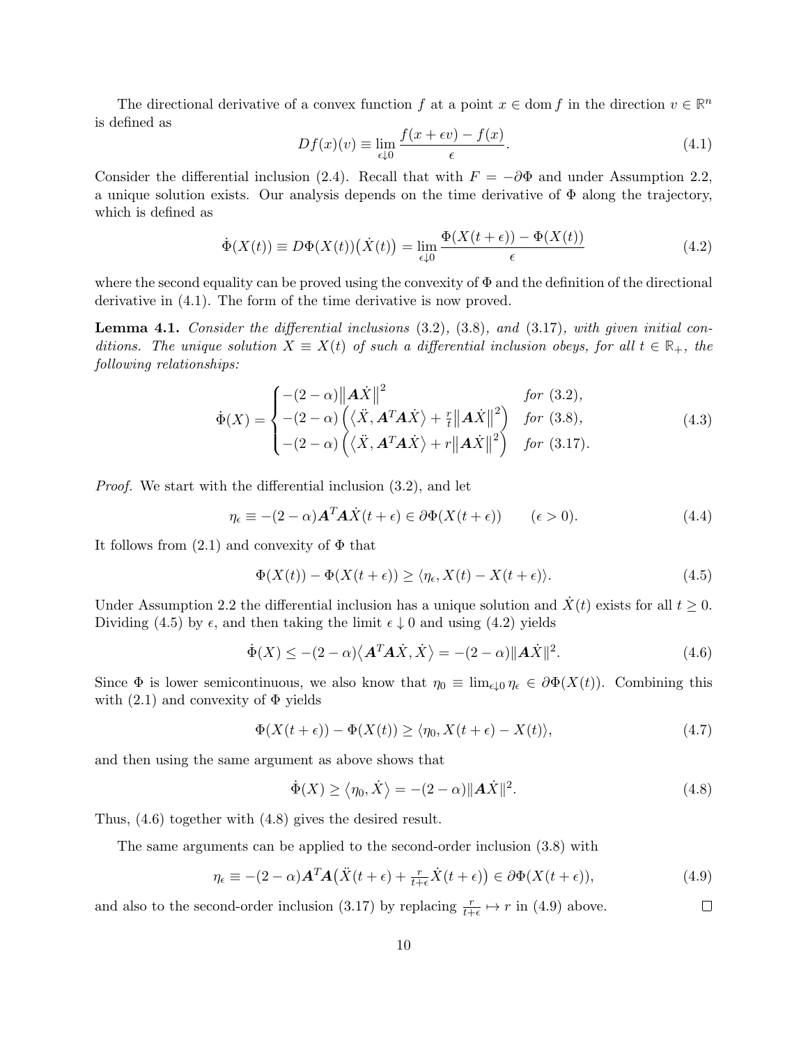The directional derivative of a convex function $f$ at a point $x \in \operatorname{dom} f$ in the direction $v \in \mathbb{R}^n$ is defined as

$$
Df(x)(v) \equiv \lim_{\epsilon \downarrow 0} \frac{f(x + \epsilon v) - f(x)}{\epsilon}. \tag{4.1}
$$

Consider the differential inclusion (2.4). Recall that with $F = -\partial\Phi$ and under Assumption 2.2, a unique solution exists. Our analysis depends on the time derivative of $\Phi$ along the trajectory, which is defined as

$$
\dot{\Phi}(X(t)) \equiv D\Phi(X(t))\big(\dot{X}(t)\big) = \lim_{\epsilon \downarrow 0} \frac{\Phi(X(t+\epsilon)) - \Phi(X(t))}{\epsilon} \tag{4.2}
$$

where the second equality can be proved using the convexity of $\Phi$ and the definition of the directional derivative in (4.1). The form of the time derivative is now proved.

**Lemma 4.1.** *Consider the differential inclusions* (3.2), (3.8)*, and* (3.17)*, with given initial conditions. The unique solution $X \equiv X(t)$ of such a differential inclusion obeys, for all $t \in \mathbb{R}_+$, the following relationships:*

$$
\dot{\Phi}(X) = \begin{cases} -(2-\alpha)\big\|\boldsymbol{A}\dot{X}\big\|^2 & \text{for (3.2)}, \\ -(2-\alpha)\left(\big\langle \ddot{X}, \boldsymbol{A}^T\boldsymbol{A}\dot{X}\big\rangle + \frac{r}{t}\big\|\boldsymbol{A}\dot{X}\big\|^2\right) & \text{for (3.8)}, \\ -(2-\alpha)\left(\big\langle \ddot{X}, \boldsymbol{A}^T\boldsymbol{A}\dot{X}\big\rangle + r\big\|\boldsymbol{A}\dot{X}\big\|^2\right) & \text{for (3.17)}. \end{cases} \tag{4.3}
$$

*Proof.* We start with the differential inclusion (3.2), and let

$$
\eta_\epsilon \equiv -(2-\alpha)\boldsymbol{A}^T\boldsymbol{A}\dot{X}(t+\epsilon) \in \partial\Phi(X(t+\epsilon)) \qquad (\epsilon > 0). \tag{4.4}
$$

It follows from (2.1) and convexity of $\Phi$ that

$$
\Phi(X(t)) - \Phi(X(t+\epsilon)) \geq \langle \eta_\epsilon, X(t) - X(t+\epsilon)\rangle. \tag{4.5}
$$

Under Assumption 2.2 the differential inclusion has a unique solution and $\dot{X}(t)$ exists for all $t \geq 0$. Dividing (4.5) by $\epsilon$, and then taking the limit $\epsilon \downarrow 0$ and using (4.2) yields

$$
\dot{\Phi}(X) \leq -(2-\alpha)\big\langle \boldsymbol{A}^T\boldsymbol{A}\dot{X}, \dot{X}\big\rangle = -(2-\alpha)\|\boldsymbol{A}\dot{X}\|^2. \tag{4.6}
$$

Since $\Phi$ is lower semicontinuous, we also know that $\eta_0 \equiv \lim_{\epsilon\downarrow 0} \eta_\epsilon \in \partial\Phi(X(t))$. Combining this with (2.1) and convexity of $\Phi$ yields

$$
\Phi(X(t+\epsilon)) - \Phi(X(t)) \geq \langle \eta_0, X(t+\epsilon) - X(t)\rangle, \tag{4.7}
$$

and then using the same argument as above shows that

$$
\dot{\Phi}(X) \geq \big\langle \eta_0, \dot{X}\big\rangle = -(2-\alpha)\|\boldsymbol{A}\dot{X}\|^2. \tag{4.8}
$$

Thus, (4.6) together with (4.8) gives the desired result.

The same arguments can be applied to the second-order inclusion (3.8) with

$$
\eta_\epsilon \equiv -(2-\alpha)\boldsymbol{A}^T\boldsymbol{A}\big(\ddot{X}(t+\epsilon) + \tfrac{r}{t+\epsilon}\dot{X}(t+\epsilon)\big) \in \partial\Phi(X(t+\epsilon)), \tag{4.9}
$$

and also to the second-order inclusion (3.17) by replacing $\frac{r}{t+\epsilon} \mapsto r$ in (4.9) above. □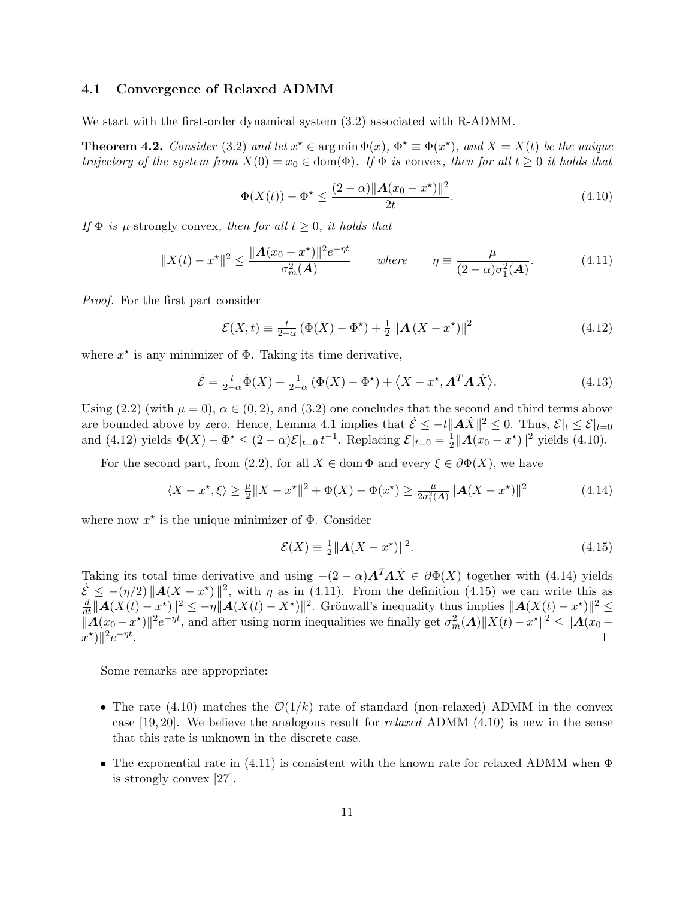### 4.1 Convergence of Relaxed ADMM

We start with the first-order dynamical system (3.2) associated with R-ADMM.

**Theorem 4.2.** *Consider* (3.2) *and let* $x^\star \in \arg\min \Phi(x)$*,* $\Phi^\star \equiv \Phi(x^\star)$*, and* $X = X(t)$ *be the unique trajectory of the system from* $X(0) = x_0 \in \mathrm{dom}(\Phi)$*. If* $\Phi$ *is* convex*, then for all* $t \geq 0$ *it holds that*

$$\Phi(X(t)) - \Phi^\star \leq \frac{(2-\alpha)\|\boldsymbol{A}(x_0 - x^\star)\|^2}{2t}. \tag{4.10}$$

*If* $\Phi$ *is* $\mu$*-strongly convex, then for all* $t \geq 0$*, it holds that*

$$\|X(t) - x^\star\|^2 \leq \frac{\|\boldsymbol{A}(x_0 - x^\star)\|^2 e^{-\eta t}}{\sigma_m^2(\boldsymbol{A})} \qquad \text{where} \qquad \eta \equiv \frac{\mu}{(2-\alpha)\sigma_1^2(\boldsymbol{A})}. \tag{4.11}$$

*Proof.* For the first part consider

$$\mathcal{E}(X,t) \equiv \tfrac{t}{2-\alpha}\left(\Phi(X) - \Phi^\star\right) + \tfrac{1}{2}\left\|\boldsymbol{A}\left(X - x^\star\right)\right\|^2 \tag{4.12}$$

where $x^\star$ is any minimizer of $\Phi$. Taking its time derivative,

$$\dot{\mathcal{E}} = \tfrac{t}{2-\alpha}\dot{\Phi}(X) + \tfrac{1}{2-\alpha}\left(\Phi(X) - \Phi^\star\right) + \left\langle X - x^\star, \boldsymbol{A}^T\boldsymbol{A}\,\dot{X}\right\rangle. \tag{4.13}$$

Using (2.2) (with $\mu = 0$), $\alpha \in (0,2)$, and (3.2) one concludes that the second and third terms above are bounded above by zero. Hence, Lemma 4.1 implies that $\dot{\mathcal{E}} \leq -t\|\boldsymbol{A}\dot{X}\|^2 \leq 0$. Thus, $\mathcal{E}|_t \leq \mathcal{E}|_{t=0}$ and (4.12) yields $\Phi(X) - \Phi^\star \leq (2-\alpha)\mathcal{E}|_{t=0}\, t^{-1}$. Replacing $\mathcal{E}|_{t=0} = \frac{1}{2}\|\boldsymbol{A}(x_0 - x^\star)\|^2$ yields (4.10).

For the second part, from (2.2), for all $X \in \mathrm{dom}\,\Phi$ and every $\xi \in \partial\Phi(X)$, we have

$$\langle X - x^\star, \xi\rangle \geq \tfrac{\mu}{2}\|X - x^\star\|^2 + \Phi(X) - \Phi(x^\star) \geq \tfrac{\mu}{2\sigma_1^2(\boldsymbol{A})}\|\boldsymbol{A}(X - x^\star)\|^2 \tag{4.14}$$

where now $x^\star$ is the unique minimizer of $\Phi$. Consider

$$\mathcal{E}(X) \equiv \tfrac{1}{2}\|\boldsymbol{A}(X - x^\star)\|^2. \tag{4.15}$$

Taking its total time derivative and using $-(2-\alpha)\boldsymbol{A}^T\boldsymbol{A}\dot{X} \in \partial\Phi(X)$ together with (4.14) yields $\dot{\mathcal{E}} \leq -(\eta/2)\left\|\boldsymbol{A}(X - x^\star)\right\|^2$, with $\eta$ as in (4.11). From the definition (4.15) we can write this as $\frac{d}{dt}\|\boldsymbol{A}(X(t) - x^\star)\|^2 \leq -\eta\|\boldsymbol{A}(X(t) - X^\star)\|^2$. Grönwall's inequality thus implies $\|\boldsymbol{A}(X(t) - x^\star)\|^2 \leq \|\boldsymbol{A}(x_0 - x^\star)\|^2 e^{-\eta t}$, and after using norm inequalities we finally get $\sigma_m^2(\boldsymbol{A})\|X(t) - x^\star\|^2 \leq \|\boldsymbol{A}(x_0 - x^\star)\|^2 e^{-\eta t}$. ∎

Some remarks are appropriate:

- The rate (4.10) matches the $\mathcal{O}(1/k)$ rate of standard (non-relaxed) ADMM in the convex case [19, 20]. We believe the analogous result for *relaxed* ADMM (4.10) is new in the sense that this rate is unknown in the discrete case.
- The exponential rate in (4.11) is consistent with the known rate for relaxed ADMM when $\Phi$ is strongly convex [27].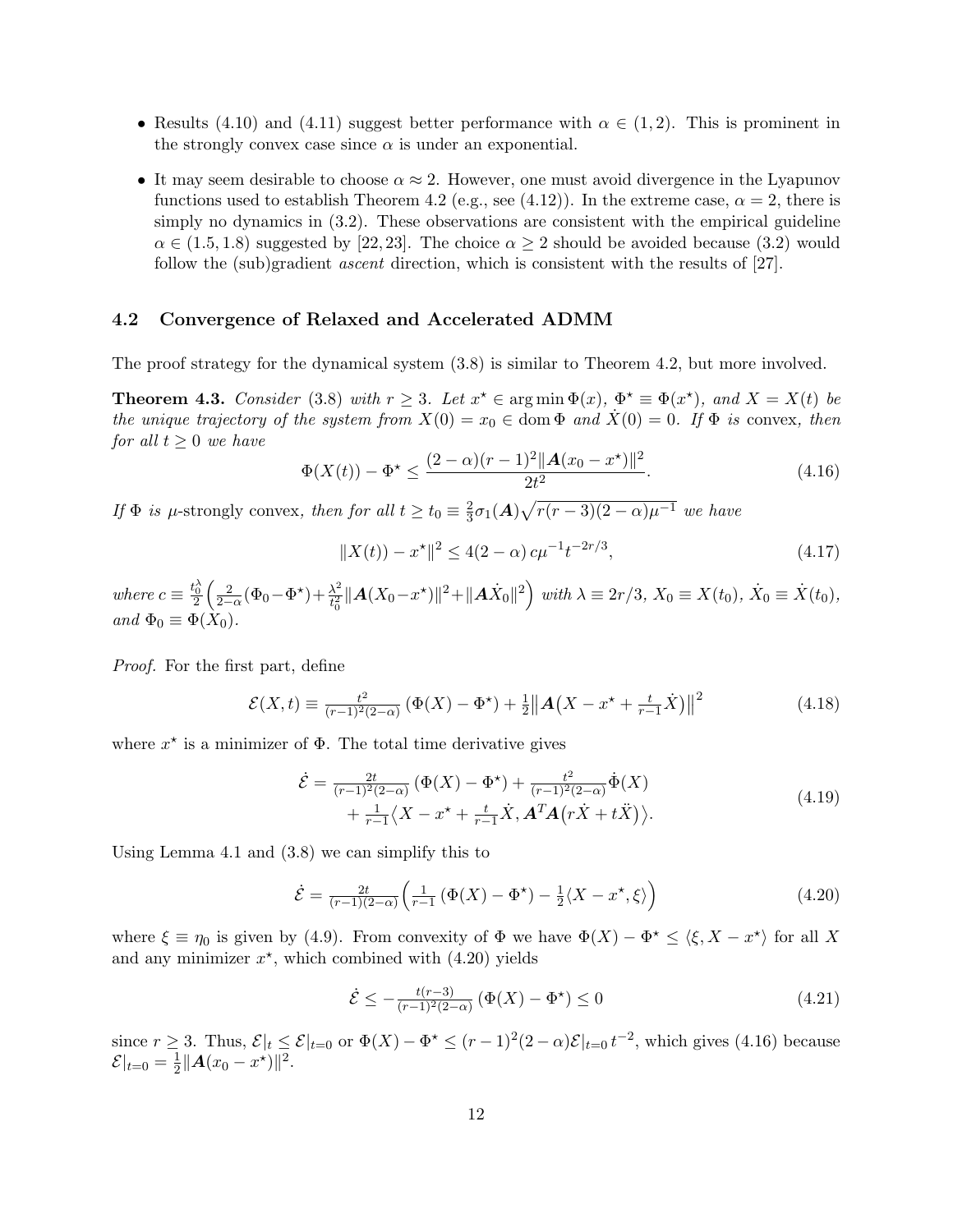- Results (4.10) and (4.11) suggest better performance with $\alpha \in (1,2)$. This is prominent in the strongly convex case since $\alpha$ is under an exponential.
- It may seem desirable to choose $\alpha \approx 2$. However, one must avoid divergence in the Lyapunov functions used to establish Theorem 4.2 (e.g., see (4.12)). In the extreme case, $\alpha = 2$, there is simply no dynamics in (3.2). These observations are consistent with the empirical guideline $\alpha \in (1.5, 1.8)$ suggested by [22,23]. The choice $\alpha \geq 2$ should be avoided because (3.2) would follow the (sub)gradient *ascent* direction, which is consistent with the results of [27].

### 4.2 Convergence of Relaxed and Accelerated ADMM

The proof strategy for the dynamical system (3.8) is similar to Theorem 4.2, but more involved.

**Theorem 4.3.** *Consider* (3.8) *with* $r \geq 3$. *Let* $x^\star \in \arg\min \Phi(x)$, $\Phi^\star \equiv \Phi(x^\star)$, *and* $X = X(t)$ *be the unique trajectory of the system from* $X(0) = x_0 \in \operatorname{dom}\Phi$ *and* $\dot{X}(0) = 0$. *If* $\Phi$ *is* convex, *then for all* $t \geq 0$ *we have*

$$
\Phi(X(t)) - \Phi^\star \leq \frac{(2-\alpha)(r-1)^2 \|\boldsymbol{A}(x_0 - x^\star)\|^2}{2t^2}. \tag{4.16}
$$

*If* $\Phi$ *is* $\mu$-strongly convex, *then for all* $t \geq t_0 \equiv \frac{2}{3}\sigma_1(\boldsymbol{A})\sqrt{r(r-3)(2-\alpha)\mu^{-1}}$ *we have*

$$
\|X(t)) - x^\star\|^2 \leq 4(2-\alpha)\, c\mu^{-1} t^{-2r/3}, \tag{4.17}
$$

*where* $c \equiv \frac{t_0^\lambda}{2}\left(\frac{2}{2-\alpha}(\Phi_0 - \Phi^\star) + \frac{\lambda^2}{t_0^2}\|\boldsymbol{A}(X_0 - x^\star)\|^2 + \|\boldsymbol{A}\dot{X}_0\|^2\right)$ *with* $\lambda \equiv 2r/3$, $X_0 \equiv X(t_0)$, $\dot{X}_0 \equiv \dot{X}(t_0)$, *and* $\Phi_0 \equiv \Phi(X_0)$.

*Proof.* For the first part, define

$$
\mathcal{E}(X,t) \equiv \tfrac{t^2}{(r-1)^2(2-\alpha)}\left(\Phi(X) - \Phi^\star\right) + \tfrac{1}{2}\big\|\boldsymbol{A}\big(X - x^\star + \tfrac{t}{r-1}\dot{X}\big)\big\|^2 \tag{4.18}
$$

where $x^\star$ is a minimizer of $\Phi$. The total time derivative gives

$$
\begin{aligned}
\dot{\mathcal{E}} = {} & \tfrac{2t}{(r-1)^2(2-\alpha)}\left(\Phi(X) - \Phi^\star\right) + \tfrac{t^2}{(r-1)^2(2-\alpha)}\dot{\Phi}(X) \\
& + \tfrac{1}{r-1}\big\langle X - x^\star + \tfrac{t}{r-1}\dot{X}, \boldsymbol{A}^T\boldsymbol{A}\big(r\dot{X} + t\ddot{X}\big)\big\rangle.
\end{aligned} \tag{4.19}
$$

Using Lemma 4.1 and (3.8) we can simplify this to

$$
\dot{\mathcal{E}} = \tfrac{2t}{(r-1)(2-\alpha)}\Big(\tfrac{1}{r-1}\left(\Phi(X) - \Phi^\star\right) - \tfrac{1}{2}\langle X - x^\star, \xi\rangle\Big) \tag{4.20}
$$

where $\xi \equiv \eta_0$ is given by (4.9). From convexity of $\Phi$ we have $\Phi(X) - \Phi^\star \leq \langle \xi, X - x^\star\rangle$ for all $X$ and any minimizer $x^\star$, which combined with (4.20) yields

$$
\dot{\mathcal{E}} \leq -\tfrac{t(r-3)}{(r-1)^2(2-\alpha)}\left(\Phi(X) - \Phi^\star\right) \leq 0 \tag{4.21}
$$

since $r \geq 3$. Thus, $\mathcal{E}|_t \leq \mathcal{E}|_{t=0}$ or $\Phi(X) - \Phi^\star \leq (r-1)^2(2-\alpha)\mathcal{E}|_{t=0}\, t^{-2}$, which gives (4.16) because $\mathcal{E}|_{t=0} = \frac{1}{2}\|\boldsymbol{A}(x_0 - x^\star)\|^2$.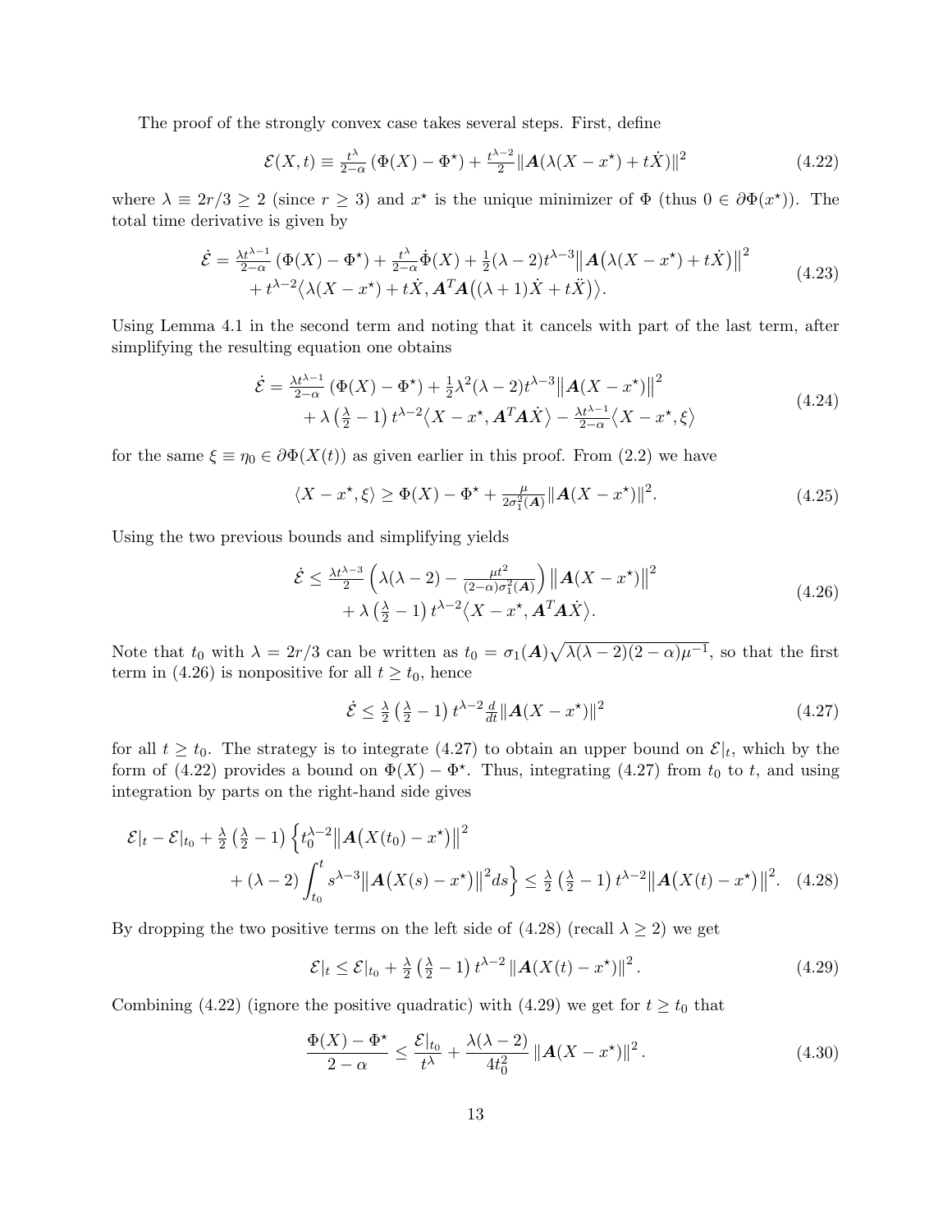The proof of the strongly convex case takes several steps. First, define

$$
\mathcal{E}(X,t) \equiv \tfrac{t^\lambda}{2-\alpha}\left(\Phi(X) - \Phi^\star\right) + \tfrac{t^{\lambda-2}}{2}\|\boldsymbol{A}(\lambda(X - x^\star) + t\dot{X})\|^2 \tag{4.22}
$$

where $\lambda \equiv 2r/3 \geq 2$ (since $r \geq 3$) and $x^\star$ is the unique minimizer of $\Phi$ (thus $0 \in \partial\Phi(x^\star)$). The total time derivative is given by

$$
\begin{aligned}
\dot{\mathcal{E}} = {}& \tfrac{\lambda t^{\lambda-1}}{2-\alpha}\left(\Phi(X) - \Phi^\star\right) + \tfrac{t^\lambda}{2-\alpha}\dot{\Phi}(X) + \tfrac{1}{2}(\lambda-2)t^{\lambda-3}\big\|\boldsymbol{A}\big(\lambda(X - x^\star) + t\dot{X}\big)\big\|^2 \\
&+ t^{\lambda-2}\big\langle \lambda(X - x^\star) + t\dot{X}, \boldsymbol{A}^T\boldsymbol{A}\big((\lambda+1)\dot{X} + t\ddot{X}\big)\big\rangle.
\end{aligned} \tag{4.23}
$$

Using Lemma 4.1 in the second term and noting that it cancels with part of the last term, after simplifying the resulting equation one obtains

$$
\begin{aligned}
\dot{\mathcal{E}} = {}& \tfrac{\lambda t^{\lambda-1}}{2-\alpha}\left(\Phi(X) - \Phi^\star\right) + \tfrac{1}{2}\lambda^2(\lambda-2)t^{\lambda-3}\big\|\boldsymbol{A}(X - x^\star)\big\|^2 \\
&+ \lambda\left(\tfrac{\lambda}{2} - 1\right)t^{\lambda-2}\big\langle X - x^\star, \boldsymbol{A}^T\boldsymbol{A}\dot{X}\big\rangle - \tfrac{\lambda t^{\lambda-1}}{2-\alpha}\big\langle X - x^\star, \xi\big\rangle
\end{aligned} \tag{4.24}
$$

for the same $\xi \equiv \eta_0 \in \partial\Phi(X(t))$ as given earlier in this proof. From (2.2) we have

$$
\langle X - x^\star, \xi\rangle \geq \Phi(X) - \Phi^\star + \tfrac{\mu}{2\sigma_1^2(\boldsymbol{A})}\|\boldsymbol{A}(X - x^\star)\|^2. \tag{4.25}
$$

Using the two previous bounds and simplifying yields

$$
\begin{aligned}
\dot{\mathcal{E}} \leq {}& \tfrac{\lambda t^{\lambda-3}}{2}\left(\lambda(\lambda-2) - \tfrac{\mu t^2}{(2-\alpha)\sigma_1^2(\boldsymbol{A})}\right)\big\|\boldsymbol{A}(X - x^\star)\big\|^2 \\
&+ \lambda\left(\tfrac{\lambda}{2} - 1\right)t^{\lambda-2}\big\langle X - x^\star, \boldsymbol{A}^T\boldsymbol{A}\dot{X}\big\rangle.
\end{aligned} \tag{4.26}
$$

Note that $t_0$ with $\lambda = 2r/3$ can be written as $t_0 = \sigma_1(\boldsymbol{A})\sqrt{\lambda(\lambda-2)(2-\alpha)\mu^{-1}}$, so that the first term in (4.26) is nonpositive for all $t \geq t_0$, hence

$$
\dot{\mathcal{E}} \leq \tfrac{\lambda}{2}\left(\tfrac{\lambda}{2} - 1\right)t^{\lambda-2}\tfrac{d}{dt}\|\boldsymbol{A}(X - x^\star)\|^2 \tag{4.27}
$$

for all $t \geq t_0$. The strategy is to integrate (4.27) to obtain an upper bound on $\mathcal{E}|_t$, which by the form of (4.22) provides a bound on $\Phi(X) - \Phi^\star$. Thus, integrating (4.27) from $t_0$ to $t$, and using integration by parts on the right-hand side gives

$$
\begin{aligned}
\mathcal{E}|_t - \mathcal{E}|_{t_0} + \tfrac{\lambda}{2}\left(\tfrac{\lambda}{2} - 1\right)\Big\{ & t_0^{\lambda-2}\big\|\boldsymbol{A}\big(X(t_0) - x^\star\big)\big\|^2 \\
&+ (\lambda-2)\int_{t_0}^{t} s^{\lambda-3}\big\|\boldsymbol{A}\big(X(s) - x^\star\big)\big\|^2 ds\Big\} \leq \tfrac{\lambda}{2}\left(\tfrac{\lambda}{2} - 1\right)t^{\lambda-2}\big\|\boldsymbol{A}\big(X(t) - x^\star\big)\big\|^2.
\end{aligned} \tag{4.28}
$$

By dropping the two positive terms on the left side of (4.28) (recall $\lambda \geq 2$) we get

$$
\mathcal{E}|_t \leq \mathcal{E}|_{t_0} + \tfrac{\lambda}{2}\left(\tfrac{\lambda}{2} - 1\right)t^{\lambda-2}\left\|\boldsymbol{A}(X(t) - x^\star)\right\|^2. \tag{4.29}
$$

Combining (4.22) (ignore the positive quadratic) with (4.29) we get for $t \geq t_0$ that

$$
\frac{\Phi(X) - \Phi^\star}{2-\alpha} \leq \frac{\mathcal{E}|_{t_0}}{t^\lambda} + \frac{\lambda(\lambda-2)}{4t_0^2}\left\|\boldsymbol{A}(X - x^\star)\right\|^2. \tag{4.30}
$$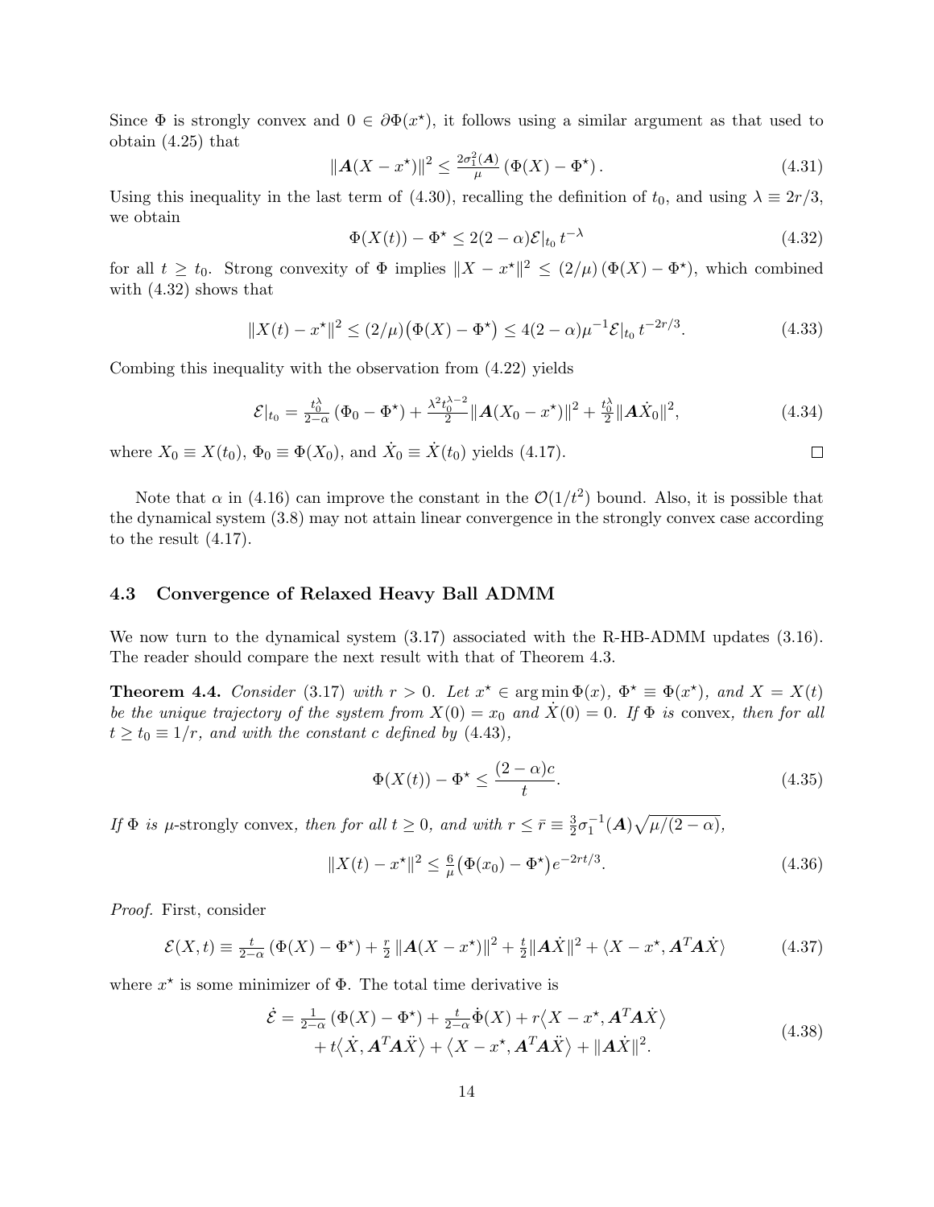Since $\Phi$ is strongly convex and $0 \in \partial\Phi(x^\star)$, it follows using a similar argument as that used to obtain (4.25) that

$$\|\boldsymbol{A}(X - x^\star)\|^2 \le \tfrac{2\sigma_1^2(\boldsymbol{A})}{\mu}\left(\Phi(X) - \Phi^\star\right). \tag{4.31}$$

Using this inequality in the last term of (4.30), recalling the definition of $t_0$, and using $\lambda \equiv 2r/3$, we obtain

$$\Phi(X(t)) - \Phi^\star \le 2(2-\alpha)\mathcal{E}|_{t_0}\, t^{-\lambda} \tag{4.32}$$

for all $t \ge t_0$. Strong convexity of $\Phi$ implies $\|X - x^\star\|^2 \le (2/\mu)\left(\Phi(X) - \Phi^\star\right)$, which combined with (4.32) shows that

$$\|X(t) - x^\star\|^2 \le (2/\mu)\big(\Phi(X) - \Phi^\star\big) \le 4(2-\alpha)\mu^{-1}\mathcal{E}|_{t_0}\, t^{-2r/3}. \tag{4.33}$$

Combing this inequality with the observation from (4.22) yields

$$\mathcal{E}|_{t_0} = \tfrac{t_0^\lambda}{2-\alpha}\left(\Phi_0 - \Phi^\star\right) + \tfrac{\lambda^2 t_0^{\lambda-2}}{2}\|\boldsymbol{A}(X_0 - x^\star)\|^2 + \tfrac{t_0^\lambda}{2}\|\boldsymbol{A}\dot{X}_0\|^2, \tag{4.34}$$

where $X_0 \equiv X(t_0)$, $\Phi_0 \equiv \Phi(X_0)$, and $\dot{X}_0 \equiv \dot{X}(t_0)$ yields (4.17). $\square$

Note that $\alpha$ in (4.16) can improve the constant in the $\mathcal{O}(1/t^2)$ bound. Also, it is possible that the dynamical system (3.8) may not attain linear convergence in the strongly convex case according to the result (4.17).

### 4.3 Convergence of Relaxed Heavy Ball ADMM

We now turn to the dynamical system (3.17) associated with the R-HB-ADMM updates (3.16). The reader should compare the next result with that of Theorem 4.3.

**Theorem 4.4.** *Consider (3.17) with $r > 0$. Let $x^\star \in \arg\min \Phi(x)$, $\Phi^\star \equiv \Phi(x^\star)$, and $X = X(t)$ be the unique trajectory of the system from $X(0) = x_0$ and $\dot{X}(0) = 0$. If $\Phi$ is* convex*, then for all $t \ge t_0 \equiv 1/r$, and with the constant $c$ defined by (4.43),*

$$\Phi(X(t)) - \Phi^\star \le \frac{(2-\alpha)c}{t}. \tag{4.35}$$

*If $\Phi$ is $\mu$-*strongly convex*, then for all $t \ge 0$, and with $r \le \bar{r} \equiv \frac{3}{2}\sigma_1^{-1}(\boldsymbol{A})\sqrt{\mu/(2-\alpha)}$,*

$$\|X(t) - x^\star\|^2 \le \tfrac{6}{\mu}\big(\Phi(x_0) - \Phi^\star\big)e^{-2rt/3}. \tag{4.36}$$

*Proof.* First, consider

$$\mathcal{E}(X,t) \equiv \tfrac{t}{2-\alpha}\left(\Phi(X) - \Phi^\star\right) + \tfrac{r}{2}\|\boldsymbol{A}(X - x^\star)\|^2 + \tfrac{t}{2}\|\boldsymbol{A}\dot{X}\|^2 + \langle X - x^\star, \boldsymbol{A}^T\boldsymbol{A}\dot{X}\rangle \tag{4.37}$$

where $x^\star$ is some minimizer of $\Phi$. The total time derivative is

$$\begin{aligned}\dot{\mathcal{E}} = \tfrac{1}{2-\alpha}\left(\Phi(X) - \Phi^\star\right) + \tfrac{t}{2-\alpha}\dot{\Phi}(X) + r\big\langle X - x^\star, \boldsymbol{A}^T\boldsymbol{A}\dot{X}\big\rangle \\ + t\big\langle \dot{X}, \boldsymbol{A}^T\boldsymbol{A}\ddot{X}\big\rangle + \big\langle X - x^\star, \boldsymbol{A}^T\boldsymbol{A}\ddot{X}\big\rangle + \|\boldsymbol{A}\dot{X}\|^2.\end{aligned} \tag{4.38}$$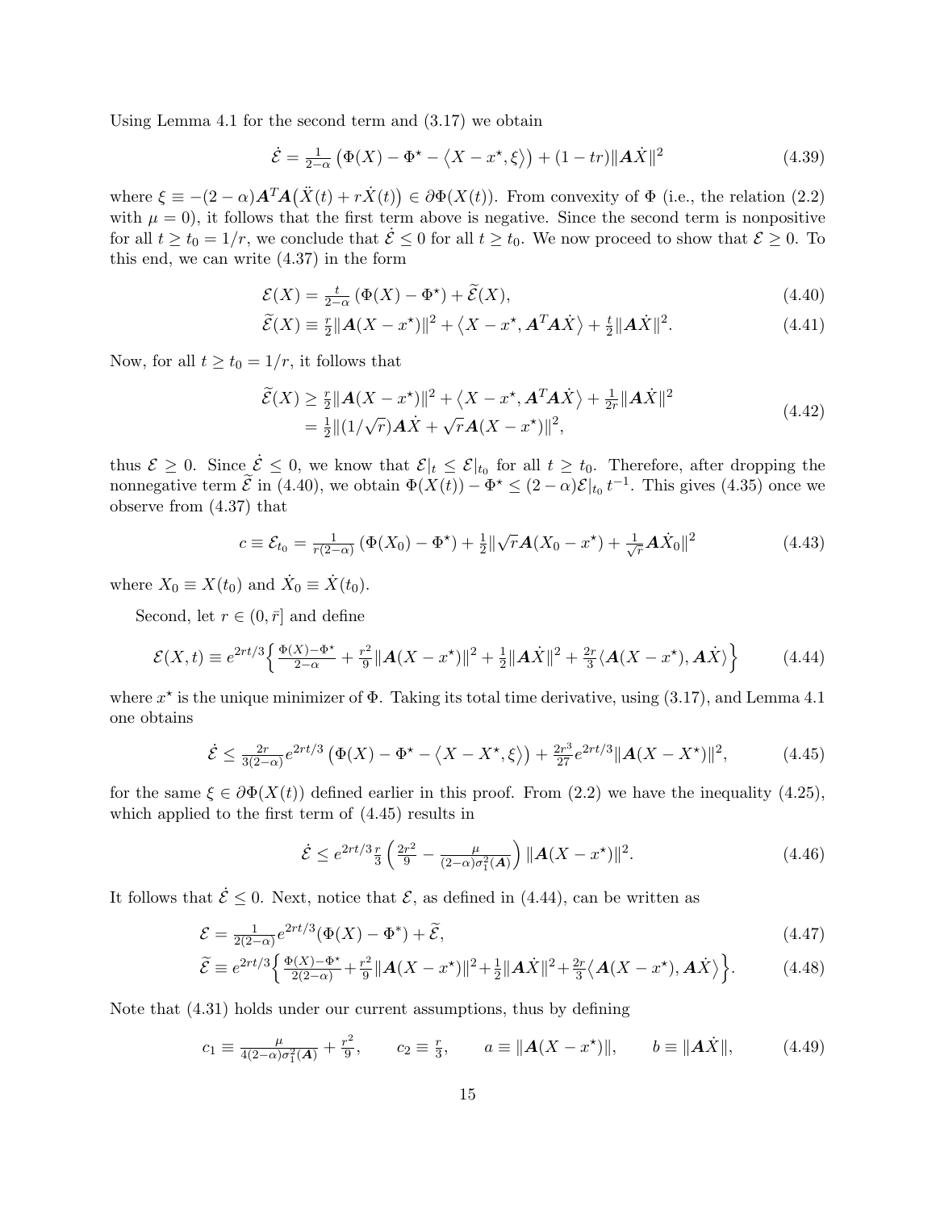Using Lemma 4.1 for the second term and (3.17) we obtain

$$\dot{\mathcal{E}} = \tfrac{1}{2-\alpha}\left(\Phi(X) - \Phi^\star - \langle X - x^\star, \xi\rangle\right) + (1-tr)\|\boldsymbol{A}\dot{X}\|^2 \tag{4.39}$$

where $\xi \equiv -(2-\alpha)\boldsymbol{A}^T\boldsymbol{A}\big(\ddot{X}(t) + r\dot{X}(t)\big) \in \partial\Phi(X(t))$. From convexity of $\Phi$ (i.e., the relation (2.2) with $\mu = 0$), it follows that the first term above is negative. Since the second term is nonpositive for all $t \geq t_0 = 1/r$, we conclude that $\dot{\mathcal{E}} \leq 0$ for all $t \geq t_0$. We now proceed to show that $\mathcal{E} \geq 0$. To this end, we can write (4.37) in the form

$$\mathcal{E}(X) = \tfrac{t}{2-\alpha}\left(\Phi(X) - \Phi^\star\right) + \widetilde{\mathcal{E}}(X), \tag{4.40}$$

$$\widetilde{\mathcal{E}}(X) \equiv \tfrac{r}{2}\|\boldsymbol{A}(X - x^\star)\|^2 + \langle X - x^\star, \boldsymbol{A}^T\boldsymbol{A}\dot{X}\rangle + \tfrac{t}{2}\|\boldsymbol{A}\dot{X}\|^2. \tag{4.41}$$

Now, for all $t \geq t_0 = 1/r$, it follows that

$$\begin{aligned}\widetilde{\mathcal{E}}(X) &\geq \tfrac{r}{2}\|\boldsymbol{A}(X - x^\star)\|^2 + \langle X - x^\star, \boldsymbol{A}^T\boldsymbol{A}\dot{X}\rangle + \tfrac{1}{2r}\|\boldsymbol{A}\dot{X}\|^2 \\ &= \tfrac{1}{2}\|(1/\sqrt{r})\boldsymbol{A}\dot{X} + \sqrt{r}\boldsymbol{A}(X - x^\star)\|^2,\end{aligned} \tag{4.42}$$

thus $\mathcal{E} \geq 0$. Since $\dot{\mathcal{E}} \leq 0$, we know that $\mathcal{E}|_t \leq \mathcal{E}|_{t_0}$ for all $t \geq t_0$. Therefore, after dropping the nonnegative term $\widetilde{\mathcal{E}}$ in (4.40), we obtain $\Phi(X(t)) - \Phi^\star \leq (2-\alpha)\mathcal{E}|_{t_0}\, t^{-1}$. This gives (4.35) once we observe from (4.37) that

$$c \equiv \mathcal{E}_{t_0} = \tfrac{1}{r(2-\alpha)}\left(\Phi(X_0) - \Phi^\star\right) + \tfrac{1}{2}\|\sqrt{r}\boldsymbol{A}(X_0 - x^\star) + \tfrac{1}{\sqrt{r}}\boldsymbol{A}\dot{X}_0\|^2 \tag{4.43}$$

where $X_0 \equiv X(t_0)$ and $\dot{X}_0 \equiv \dot{X}(t_0)$.

Second, let $r \in (0, \bar{r}]$ and define

$$\mathcal{E}(X, t) \equiv e^{2rt/3}\Big\{\tfrac{\Phi(X) - \Phi^\star}{2-\alpha} + \tfrac{r^2}{9}\|\boldsymbol{A}(X - x^\star)\|^2 + \tfrac{1}{2}\|\boldsymbol{A}\dot{X}\|^2 + \tfrac{2r}{3}\langle \boldsymbol{A}(X - x^\star), \boldsymbol{A}\dot{X}\rangle\Big\} \tag{4.44}$$

where $x^\star$ is the unique minimizer of $\Phi$. Taking its total time derivative, using (3.17), and Lemma 4.1 one obtains

$$\dot{\mathcal{E}} \leq \tfrac{2r}{3(2-\alpha)}e^{2rt/3}\left(\Phi(X) - \Phi^\star - \langle X - X^\star, \xi\rangle\right) + \tfrac{2r^3}{27}e^{2rt/3}\|\boldsymbol{A}(X - X^\star)\|^2, \tag{4.45}$$

for the same $\xi \in \partial\Phi(X(t))$ defined earlier in this proof. From (2.2) we have the inequality (4.25), which applied to the first term of (4.45) results in

$$\dot{\mathcal{E}} \leq e^{2rt/3}\tfrac{r}{3}\left(\tfrac{2r^2}{9} - \tfrac{\mu}{(2-\alpha)\sigma_1^2(\boldsymbol{A})}\right)\|\boldsymbol{A}(X - x^\star)\|^2. \tag{4.46}$$

It follows that $\dot{\mathcal{E}} \leq 0$. Next, notice that $\mathcal{E}$, as defined in (4.44), can be written as

$$\mathcal{E} = \tfrac{1}{2(2-\alpha)}e^{2rt/3}(\Phi(X) - \Phi^*) + \widetilde{\mathcal{E}}, \tag{4.47}$$

$$\widetilde{\mathcal{E}} \equiv e^{2rt/3}\Big\{\tfrac{\Phi(X) - \Phi^\star}{2(2-\alpha)} + \tfrac{r^2}{9}\|\boldsymbol{A}(X - x^\star)\|^2 + \tfrac{1}{2}\|\boldsymbol{A}\dot{X}\|^2 + \tfrac{2r}{3}\langle \boldsymbol{A}(X - x^\star), \boldsymbol{A}\dot{X}\rangle\Big\}. \tag{4.48}$$

Note that (4.31) holds under our current assumptions, thus by defining

$$c_1 \equiv \tfrac{\mu}{4(2-\alpha)\sigma_1^2(\boldsymbol{A})} + \tfrac{r^2}{9}, \qquad c_2 \equiv \tfrac{r}{3}, \qquad a \equiv \|\boldsymbol{A}(X - x^\star)\|, \qquad b \equiv \|\boldsymbol{A}\dot{X}\|, \tag{4.49}$$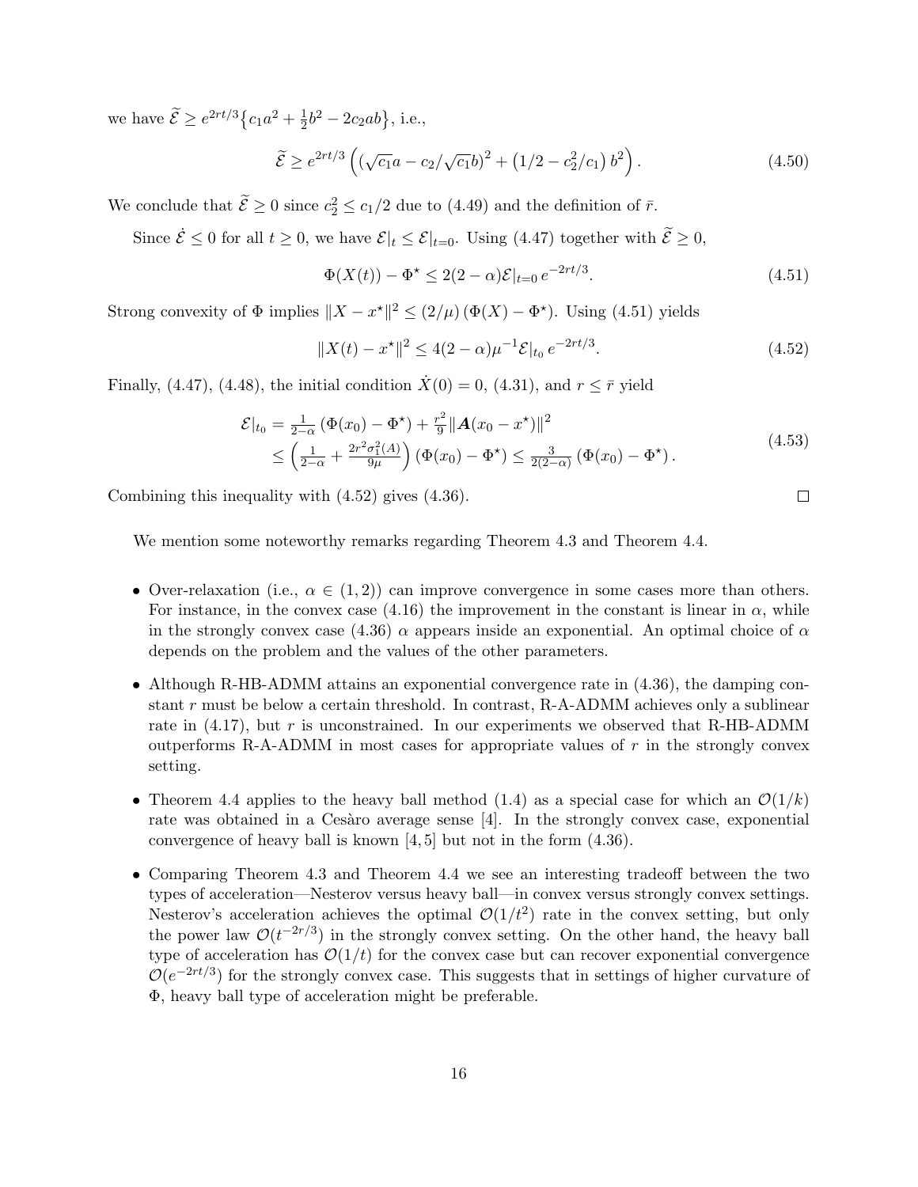we have $\widetilde{\mathcal{E}} \geq e^{2rt/3}\big\{c_1 a^2 + \frac{1}{2}b^2 - 2c_2 ab\big\}$, i.e.,

$$\widetilde{\mathcal{E}} \geq e^{2rt/3}\left(\left(\sqrt{c_1}a - c_2/\sqrt{c_1}b\right)^2 + \left(1/2 - c_2^2/c_1\right)b^2\right). \tag{4.50}$$

We conclude that $\widetilde{\mathcal{E}} \geq 0$ since $c_2^2 \leq c_1/2$ due to (4.49) and the definition of $\bar{r}$.

Since $\dot{\mathcal{E}} \leq 0$ for all $t \geq 0$, we have $\mathcal{E}|_t \leq \mathcal{E}|_{t=0}$. Using (4.47) together with $\widetilde{\mathcal{E}} \geq 0$,

$$\Phi(X(t)) - \Phi^\star \leq 2(2-\alpha)\mathcal{E}|_{t=0}\, e^{-2rt/3}. \tag{4.51}$$

Strong convexity of $\Phi$ implies $\|X - x^\star\|^2 \leq (2/\mu)\left(\Phi(X) - \Phi^\star\right)$. Using (4.51) yields

$$\|X(t) - x^\star\|^2 \leq 4(2-\alpha)\mu^{-1}\mathcal{E}|_{t_0}\, e^{-2rt/3}. \tag{4.52}$$

Finally, (4.47), (4.48), the initial condition $\dot{X}(0) = 0$, (4.31), and $r \leq \bar{r}$ yield

$$\begin{aligned}
\mathcal{E}|_{t_0} &= \tfrac{1}{2-\alpha}\left(\Phi(x_0) - \Phi^\star\right) + \tfrac{r^2}{9}\|\boldsymbol{A}(x_0 - x^\star)\|^2 \\
&\leq \left(\tfrac{1}{2-\alpha} + \tfrac{2r^2\sigma_1^2(A)}{9\mu}\right)\left(\Phi(x_0) - \Phi^\star\right) \leq \tfrac{3}{2(2-\alpha)}\left(\Phi(x_0) - \Phi^\star\right).
\end{aligned} \tag{4.53}$$

Combining this inequality with (4.52) gives (4.36). ∎

We mention some noteworthy remarks regarding Theorem 4.3 and Theorem 4.4.

- Over-relaxation (i.e., $\alpha \in (1,2)$) can improve convergence in some cases more than others. For instance, in the convex case (4.16) the improvement in the constant is linear in $\alpha$, while in the strongly convex case (4.36) $\alpha$ appears inside an exponential. An optimal choice of $\alpha$ depends on the problem and the values of the other parameters.
- Although R-HB-ADMM attains an exponential convergence rate in (4.36), the damping constant $r$ must be below a certain threshold. In contrast, R-A-ADMM achieves only a sublinear rate in (4.17), but $r$ is unconstrained. In our experiments we observed that R-HB-ADMM outperforms R-A-ADMM in most cases for appropriate values of $r$ in the strongly convex setting.
- Theorem 4.4 applies to the heavy ball method (1.4) as a special case for which an $\mathcal{O}(1/k)$ rate was obtained in a Cesàro average sense [4]. In the strongly convex case, exponential convergence of heavy ball is known [4, 5] but not in the form (4.36).
- Comparing Theorem 4.3 and Theorem 4.4 we see an interesting tradeoff between the two types of acceleration—Nesterov versus heavy ball—in convex versus strongly convex settings. Nesterov's acceleration achieves the optimal $\mathcal{O}(1/t^2)$ rate in the convex setting, but only the power law $\mathcal{O}(t^{-2r/3})$ in the strongly convex setting. On the other hand, the heavy ball type of acceleration has $\mathcal{O}(1/t)$ for the convex case but can recover exponential convergence $\mathcal{O}(e^{-2rt/3})$ for the strongly convex case. This suggests that in settings of higher curvature of $\Phi$, heavy ball type of acceleration might be preferable.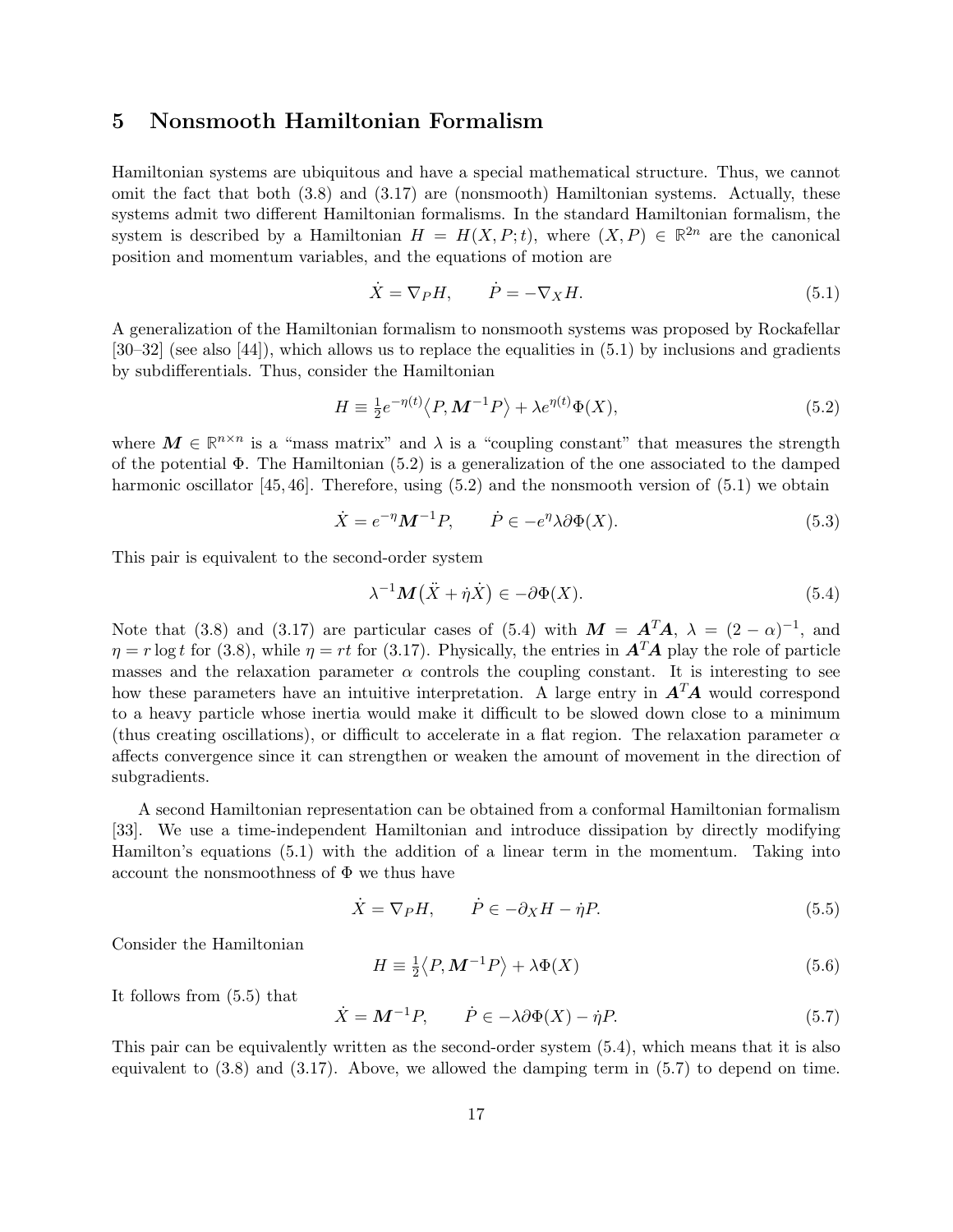## 5 Nonsmooth Hamiltonian Formalism

Hamiltonian systems are ubiquitous and have a special mathematical structure. Thus, we cannot omit the fact that both (3.8) and (3.17) are (nonsmooth) Hamiltonian systems. Actually, these systems admit two different Hamiltonian formalisms. In the standard Hamiltonian formalism, the system is described by a Hamiltonian $H = H(X, P; t)$, where $(X, P) \in \mathbb{R}^{2n}$ are the canonical position and momentum variables, and the equations of motion are

$$
\dot{X} = \nabla_P H, \qquad \dot{P} = -\nabla_X H. \tag{5.1}
$$

A generalization of the Hamiltonian formalism to nonsmooth systems was proposed by Rockafellar [30–32] (see also [44]), which allows us to replace the equalities in (5.1) by inclusions and gradients by subdifferentials. Thus, consider the Hamiltonian

$$
H \equiv \tfrac{1}{2} e^{-\eta(t)} \big\langle P, \boldsymbol{M}^{-1} P \big\rangle + \lambda e^{\eta(t)} \Phi(X), \tag{5.2}
$$

where $\boldsymbol{M} \in \mathbb{R}^{n \times n}$ is a "mass matrix" and $\lambda$ is a "coupling constant" that measures the strength of the potential $\Phi$. The Hamiltonian (5.2) is a generalization of the one associated to the damped harmonic oscillator [45, 46]. Therefore, using (5.2) and the nonsmooth version of (5.1) we obtain

$$
\dot{X} = e^{-\eta} \boldsymbol{M}^{-1} P, \qquad \dot{P} \in -e^{\eta} \lambda \partial \Phi(X). \tag{5.3}
$$

This pair is equivalent to the second-order system

$$
\lambda^{-1} \boldsymbol{M} \big( \ddot{X} + \dot{\eta} \dot{X} \big) \in -\partial \Phi(X). \tag{5.4}
$$

Note that (3.8) and (3.17) are particular cases of (5.4) with $\boldsymbol{M} = \boldsymbol{A}^T \boldsymbol{A}$, $\lambda = (2 - \alpha)^{-1}$, and $\eta = r \log t$ for (3.8), while $\eta = rt$ for (3.17). Physically, the entries in $\boldsymbol{A}^T \boldsymbol{A}$ play the role of particle masses and the relaxation parameter $\alpha$ controls the coupling constant. It is interesting to see how these parameters have an intuitive interpretation. A large entry in $\boldsymbol{A}^T \boldsymbol{A}$ would correspond to a heavy particle whose inertia would make it difficult to be slowed down close to a minimum (thus creating oscillations), or difficult to accelerate in a flat region. The relaxation parameter $\alpha$ affects convergence since it can strengthen or weaken the amount of movement in the direction of subgradients.

A second Hamiltonian representation can be obtained from a conformal Hamiltonian formalism [33]. We use a time-independent Hamiltonian and introduce dissipation by directly modifying Hamilton's equations (5.1) with the addition of a linear term in the momentum. Taking into account the nonsmoothness of $\Phi$ we thus have

$$
\dot{X} = \nabla_P H, \qquad \dot{P} \in -\partial_X H - \dot{\eta} P. \tag{5.5}
$$

Consider the Hamiltonian

$$
H \equiv \tfrac{1}{2} \big\langle P, \boldsymbol{M}^{-1} P \big\rangle + \lambda \Phi(X) \tag{5.6}
$$

It follows from (5.5) that

$$
\dot{X} = \boldsymbol{M}^{-1} P, \qquad \dot{P} \in -\lambda \partial \Phi(X) - \dot{\eta} P. \tag{5.7}
$$

This pair can be equivalently written as the second-order system (5.4), which means that it is also equivalent to (3.8) and (3.17). Above, we allowed the damping term in (5.7) to depend on time.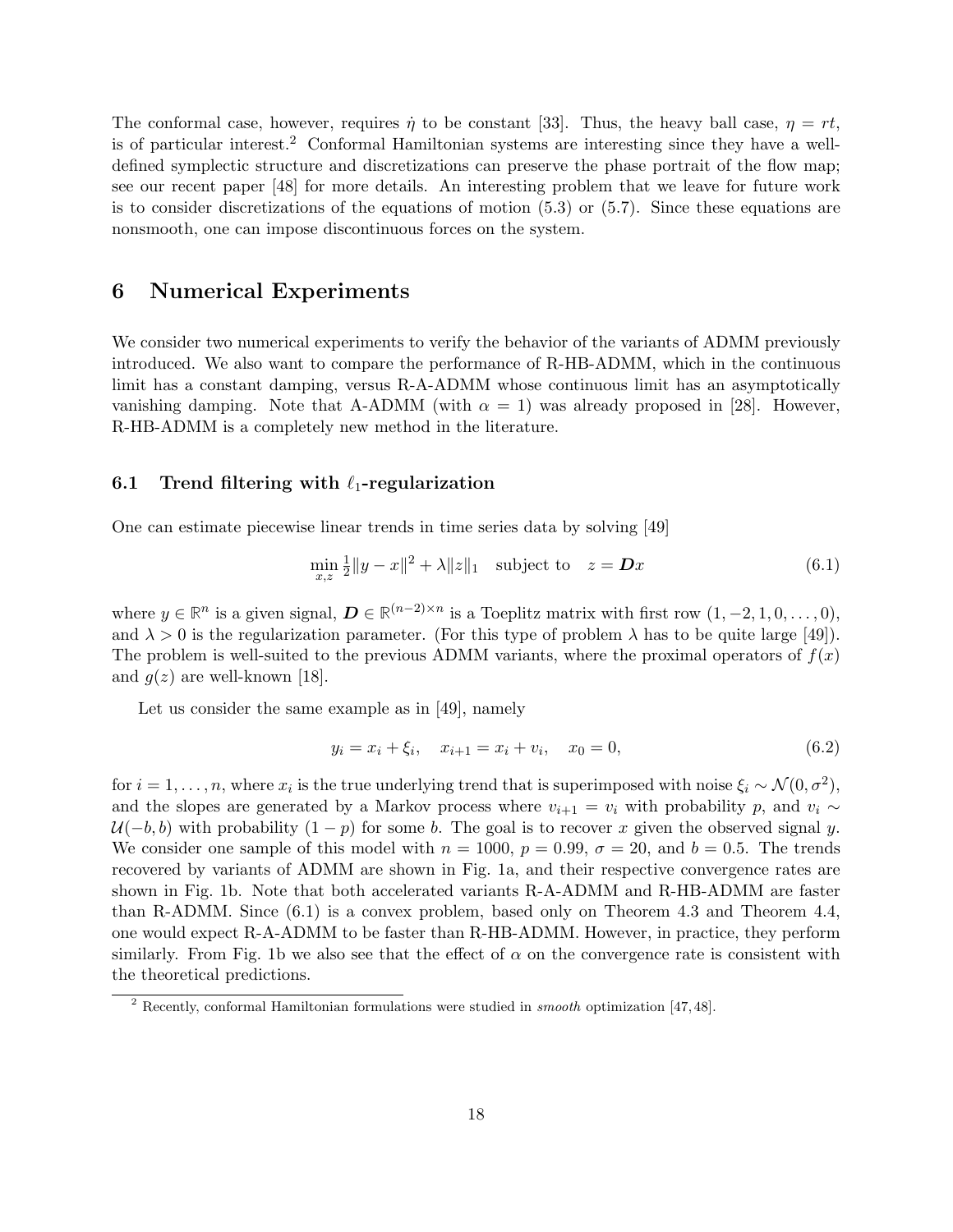The conformal case, however, requires $\dot{\eta}$ to be constant [33]. Thus, the heavy ball case, $\eta = rt$, is of particular interest.[2] Conformal Hamiltonian systems are interesting since they have a well-defined symplectic structure and discretizations can preserve the phase portrait of the flow map; see our recent paper [48] for more details. An interesting problem that we leave for future work is to consider discretizations of the equations of motion (5.3) or (5.7). Since these equations are nonsmooth, one can impose discontinuous forces on the system.

# 6 Numerical Experiments

We consider two numerical experiments to verify the behavior of the variants of ADMM previously introduced. We also want to compare the performance of R-HB-ADMM, which in the continuous limit has a constant damping, versus R-A-ADMM whose continuous limit has an asymptotically vanishing damping. Note that A-ADMM (with $\alpha = 1$) was already proposed in [28]. However, R-HB-ADMM is a completely new method in the literature.

## 6.1 Trend filtering with $\ell_1$-regularization

One can estimate piecewise linear trends in time series data by solving [49]

$$\min_{x,z} \tfrac{1}{2}\|y - x\|^2 + \lambda \|z\|_1 \quad \text{subject to} \quad z = \boldsymbol{D}x \tag{6.1}$$

where $y \in \mathbb{R}^n$ is a given signal, $\boldsymbol{D} \in \mathbb{R}^{(n-2)\times n}$ is a Toeplitz matrix with first row $(1, -2, 1, 0, \dots, 0)$, and $\lambda > 0$ is the regularization parameter. (For this type of problem $\lambda$ has to be quite large [49]). The problem is well-suited to the previous ADMM variants, where the proximal operators of $f(x)$ and $g(z)$ are well-known [18].

Let us consider the same example as in [49], namely

$$y_i = x_i + \xi_i, \quad x_{i+1} = x_i + v_i, \quad x_0 = 0, \tag{6.2}$$

for $i = 1, \dots, n$, where $x_i$ is the true underlying trend that is superimposed with noise $\xi_i \sim \mathcal{N}(0, \sigma^2)$, and the slopes are generated by a Markov process where $v_{i+1} = v_i$ with probability $p$, and $v_i \sim \mathcal{U}(-b, b)$ with probability $(1 - p)$ for some $b$. The goal is to recover $x$ given the observed signal $y$. We consider one sample of this model with $n = 1000$, $p = 0.99$, $\sigma = 20$, and $b = 0.5$. The trends recovered by variants of ADMM are shown in Fig. 1a, and their respective convergence rates are shown in Fig. 1b. Note that both accelerated variants R-A-ADMM and R-HB-ADMM are faster than R-ADMM. Since (6.1) is a convex problem, based only on Theorem 4.3 and Theorem 4.4, one would expect R-A-ADMM to be faster than R-HB-ADMM. However, in practice, they perform similarly. From Fig. 1b we also see that the effect of $\alpha$ on the convergence rate is consistent with the theoretical predictions.

[2] Recently, conformal Hamiltonian formulations were studied in *smooth* optimization [47, 48].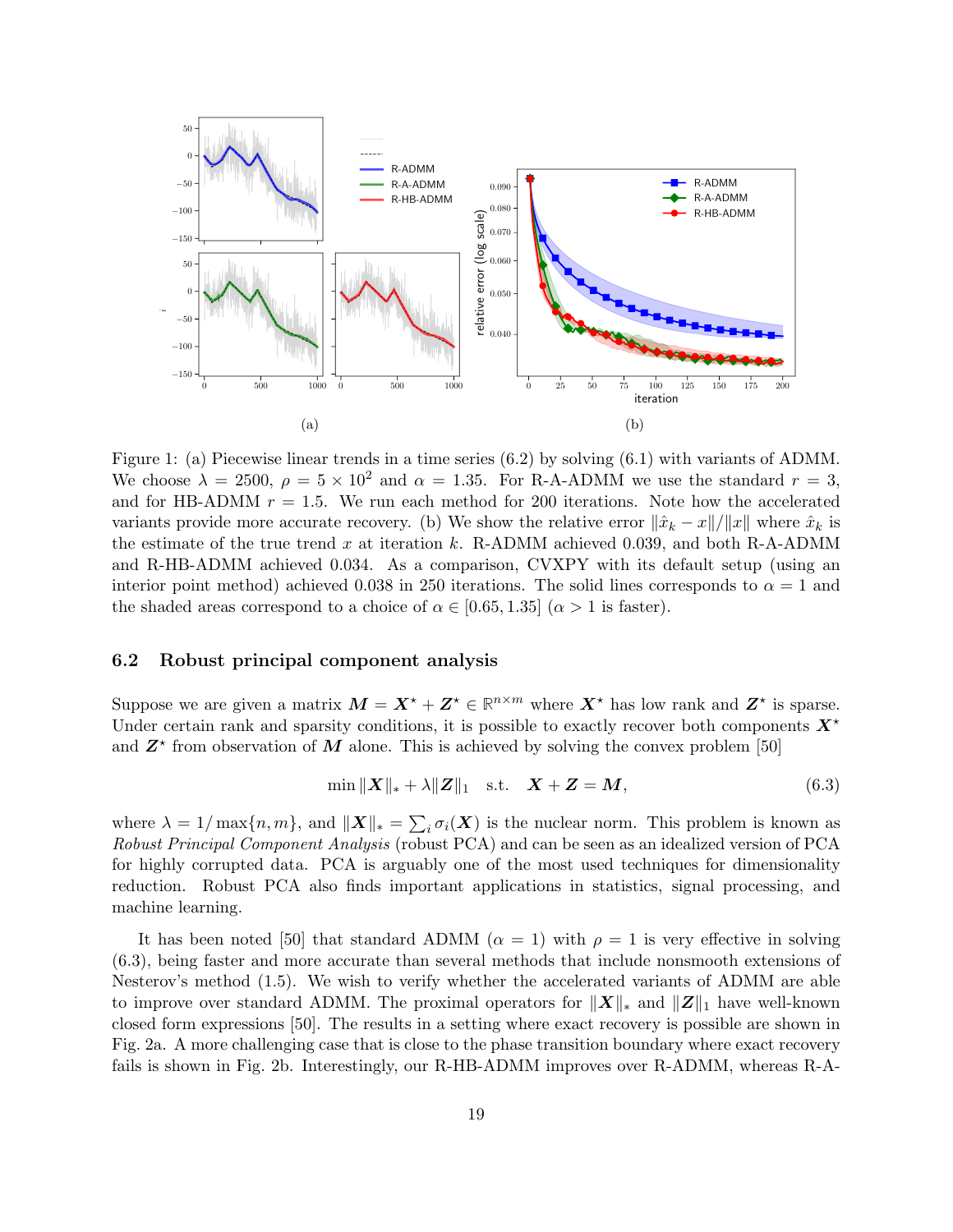(a) (b)

Figure 1: (a) Piecewise linear trends in a time series (6.2) by solving (6.1) with variants of ADMM. We choose $\lambda = 2500$, $\rho = 5 \times 10^2$ and $\alpha = 1.35$. For R-A-ADMM we use the standard $r = 3$, and for HB-ADMM $r = 1.5$. We run each method for 200 iterations. Note how the accelerated variants provide more accurate recovery. (b) We show the relative error $\|\hat{x}_k - x\|/\|x\|$ where $\hat{x}_k$ is the estimate of the true trend $x$ at iteration $k$. R-ADMM achieved 0.039, and both R-A-ADMM and R-HB-ADMM achieved 0.034. As a comparison, CVXPY with its default setup (using an interior point method) achieved 0.038 in 250 iterations. The solid lines corresponds to $\alpha = 1$ and the shaded areas correspond to a choice of $\alpha \in [0.65, 1.35]$ ($\alpha > 1$ is faster).

### 6.2 Robust principal component analysis

Suppose we are given a matrix $\boldsymbol{M} = \boldsymbol{X}^\star + \boldsymbol{Z}^\star \in \mathbb{R}^{n \times m}$ where $\boldsymbol{X}^\star$ has low rank and $\boldsymbol{Z}^\star$ is sparse. Under certain rank and sparsity conditions, it is possible to exactly recover both components $\boldsymbol{X}^\star$ and $\boldsymbol{Z}^\star$ from observation of $\boldsymbol{M}$ alone. This is achieved by solving the convex problem [50]

$$\min \|\boldsymbol{X}\|_* + \lambda \|\boldsymbol{Z}\|_1 \quad \text{s.t.} \quad \boldsymbol{X} + \boldsymbol{Z} = \boldsymbol{M}, \tag{6.3}$$

where $\lambda = 1/\max\{n, m\}$, and $\|\boldsymbol{X}\|_* = \sum_i \sigma_i(\boldsymbol{X})$ is the nuclear norm. This problem is known as *Robust Principal Component Analysis* (robust PCA) and can be seen as an idealized version of PCA for highly corrupted data. PCA is arguably one of the most used techniques for dimensionality reduction. Robust PCA also finds important applications in statistics, signal processing, and machine learning.

It has been noted [50] that standard ADMM ($\alpha = 1$) with $\rho = 1$ is very effective in solving (6.3), being faster and more accurate than several methods that include nonsmooth extensions of Nesterov's method (1.5). We wish to verify whether the accelerated variants of ADMM are able to improve over standard ADMM. The proximal operators for $\|\boldsymbol{X}\|_*$ and $\|\boldsymbol{Z}\|_1$ have well-known closed form expressions [50]. The results in a setting where exact recovery is possible are shown in Fig. 2a. A more challenging case that is close to the phase transition boundary where exact recovery fails is shown in Fig. 2b. Interestingly, our R-HB-ADMM improves over R-ADMM, whereas R-A-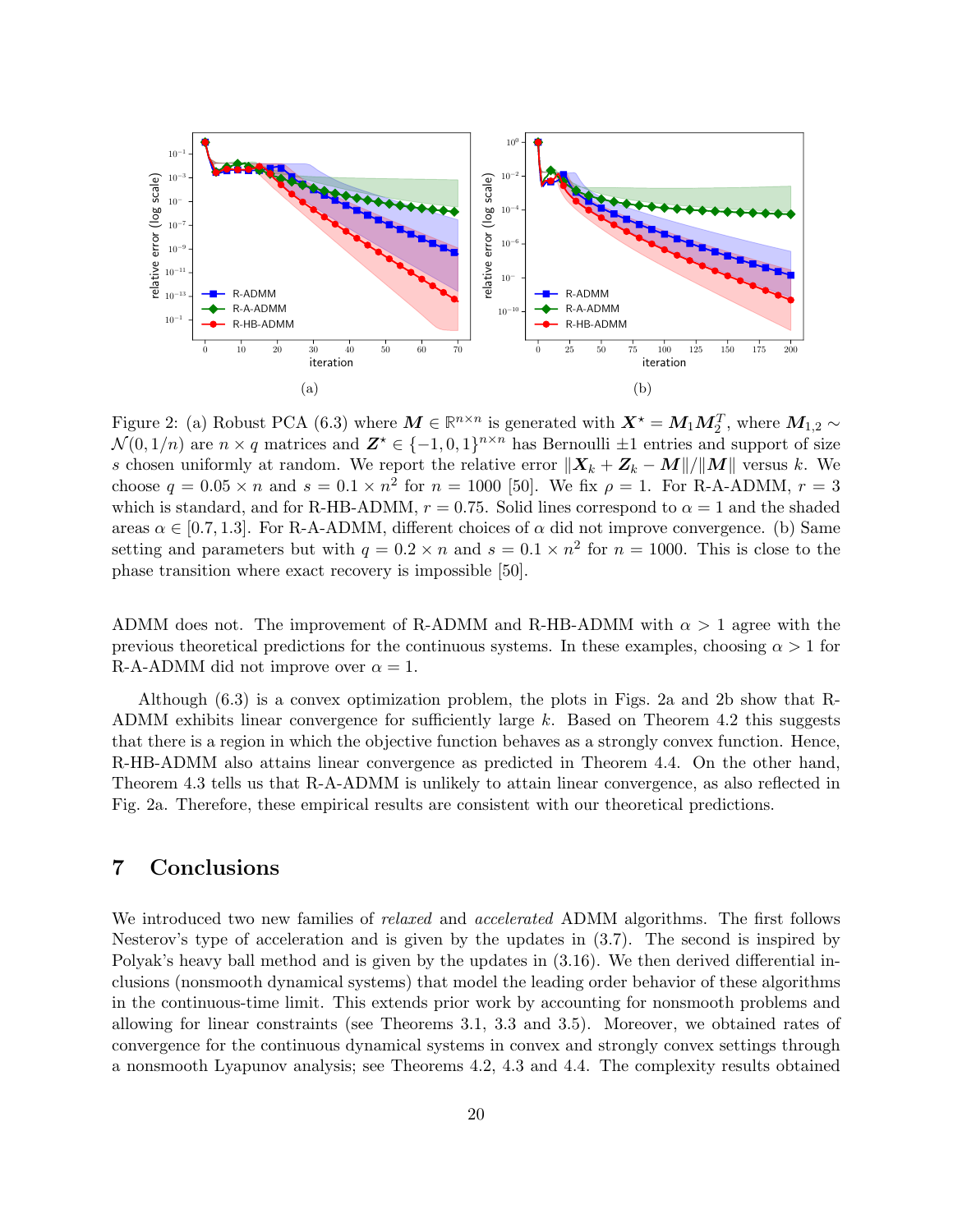Figure 2: (a) Robust PCA (6.3) where $\boldsymbol{M} \in \mathbb{R}^{n\times n}$ is generated with $\boldsymbol{X}^\star = \boldsymbol{M}_1\boldsymbol{M}_2^T$, where $\boldsymbol{M}_{1,2} \sim \mathcal{N}(0, 1/n)$ are $n \times q$ matrices and $\boldsymbol{Z}^\star \in \{-1, 0, 1\}^{n\times n}$ has Bernoulli $\pm1$ entries and support of size $s$ chosen uniformly at random. We report the relative error $\|\boldsymbol{X}_k + \boldsymbol{Z}_k - \boldsymbol{M}\|/\|\boldsymbol{M}\|$ versus $k$. We choose $q = 0.05 \times n$ and $s = 0.1 \times n^2$ for $n = 1000$ [50]. We fix $\rho = 1$. For R-A-ADMM, $r = 3$ which is standard, and for R-HB-ADMM, $r = 0.75$. Solid lines correspond to $\alpha = 1$ and the shaded areas $\alpha \in [0.7, 1.3]$. For R-A-ADMM, different choices of $\alpha$ did not improve convergence. (b) Same setting and parameters but with $q = 0.2 \times n$ and $s = 0.1 \times n^2$ for $n = 1000$. This is close to the phase transition where exact recovery is impossible [50].

ADMM does not. The improvement of R-ADMM and R-HB-ADMM with $\alpha > 1$ agree with the previous theoretical predictions for the continuous systems. In these examples, choosing $\alpha > 1$ for R-A-ADMM did not improve over $\alpha = 1$.

Although (6.3) is a convex optimization problem, the plots in Figs. 2a and 2b show that R-ADMM exhibits linear convergence for sufficiently large $k$. Based on Theorem 4.2 this suggests that there is a region in which the objective function behaves as a strongly convex function. Hence, R-HB-ADMM also attains linear convergence as predicted in Theorem 4.4. On the other hand, Theorem 4.3 tells us that R-A-ADMM is unlikely to attain linear convergence, as also reflected in Fig. 2a. Therefore, these empirical results are consistent with our theoretical predictions.

## 7 Conclusions

We introduced two new families of *relaxed* and *accelerated* ADMM algorithms. The first follows Nesterov's type of acceleration and is given by the updates in (3.7). The second is inspired by Polyak's heavy ball method and is given by the updates in (3.16). We then derived differential inclusions (nonsmooth dynamical systems) that model the leading order behavior of these algorithms in the continuous-time limit. This extends prior work by accounting for nonsmooth problems and allowing for linear constraints (see Theorems 3.1, 3.3 and 3.5). Moreover, we obtained rates of convergence for the continuous dynamical systems in convex and strongly convex settings through a nonsmooth Lyapunov analysis; see Theorems 4.2, 4.3 and 4.4. The complexity results obtained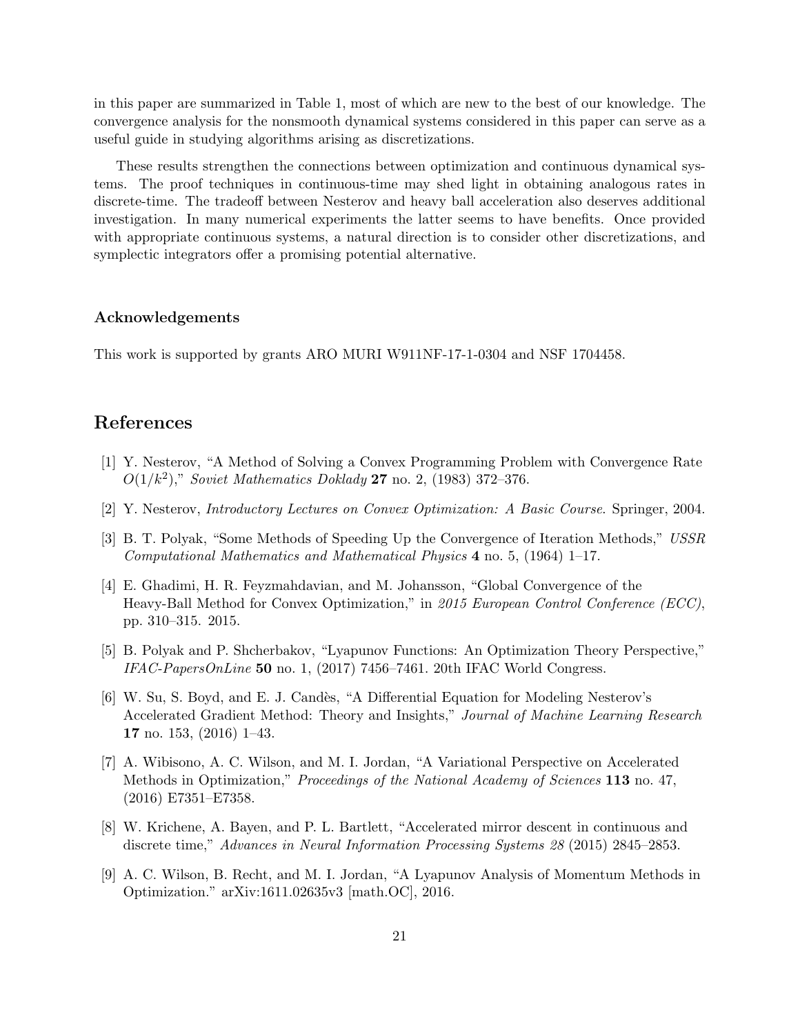in this paper are summarized in Table 1, most of which are new to the best of our knowledge. The convergence analysis for the nonsmooth dynamical systems considered in this paper can serve as a useful guide in studying algorithms arising as discretizations.

These results strengthen the connections between optimization and continuous dynamical systems. The proof techniques in continuous-time may shed light in obtaining analogous rates in discrete-time. The tradeoff between Nesterov and heavy ball acceleration also deserves additional investigation. In many numerical experiments the latter seems to have benefits. Once provided with appropriate continuous systems, a natural direction is to consider other discretizations, and symplectic integrators offer a promising potential alternative.

### Acknowledgements

This work is supported by grants ARO MURI W911NF-17-1-0304 and NSF 1704458.

## References

[1] Y. Nesterov, "A Method of Solving a Convex Programming Problem with Convergence Rate $O(1/k^2)$," *Soviet Mathematics Doklady* **27** no. 2, (1983) 372–376.

[2] Y. Nesterov, *Introductory Lectures on Convex Optimization: A Basic Course*. Springer, 2004.

[3] B. T. Polyak, "Some Methods of Speeding Up the Convergence of Iteration Methods," *USSR Computational Mathematics and Mathematical Physics* **4** no. 5, (1964) 1–17.

[4] E. Ghadimi, H. R. Feyzmahdavian, and M. Johansson, "Global Convergence of the Heavy-Ball Method for Convex Optimization," in *2015 European Control Conference (ECC)*, pp. 310–315. 2015.

[5] B. Polyak and P. Shcherbakov, "Lyapunov Functions: An Optimization Theory Perspective," *IFAC-PapersOnLine* **50** no. 1, (2017) 7456–7461. 20th IFAC World Congress.

[6] W. Su, S. Boyd, and E. J. Candès, "A Differential Equation for Modeling Nesterov's Accelerated Gradient Method: Theory and Insights," *Journal of Machine Learning Research* **17** no. 153, (2016) 1–43.

[7] A. Wibisono, A. C. Wilson, and M. I. Jordan, "A Variational Perspective on Accelerated Methods in Optimization," *Proceedings of the National Academy of Sciences* **113** no. 47, (2016) E7351–E7358.

[8] W. Krichene, A. Bayen, and P. L. Bartlett, "Accelerated mirror descent in continuous and discrete time," *Advances in Neural Information Processing Systems 28* (2015) 2845–2853.

[9] A. C. Wilson, B. Recht, and M. I. Jordan, "A Lyapunov Analysis of Momentum Methods in Optimization." arXiv:1611.02635v3 [math.OC], 2016.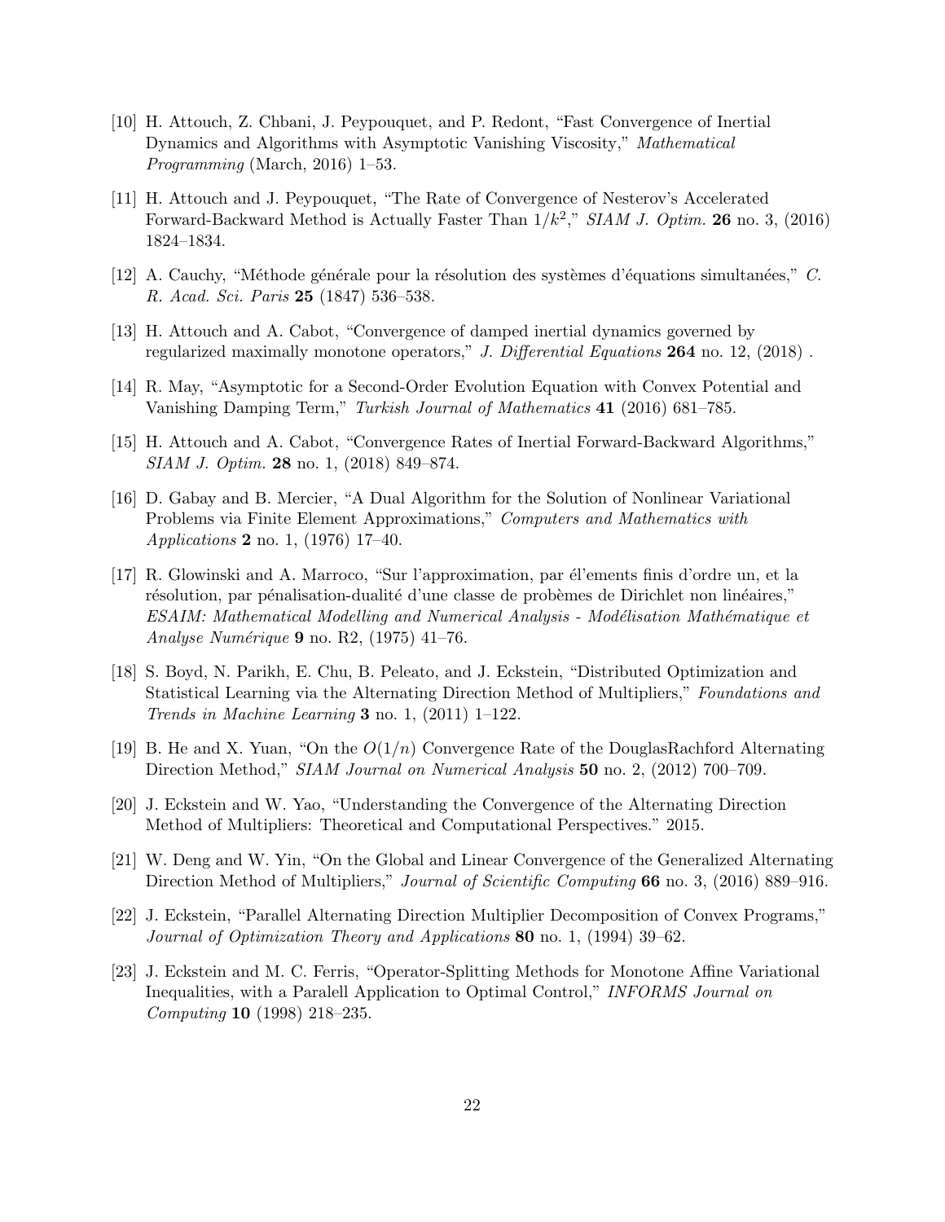[10] H. Attouch, Z. Chbani, J. Peypouquet, and P. Redont, "Fast Convergence of Inertial Dynamics and Algorithms with Asymptotic Vanishing Viscosity," *Mathematical Programming* (March, 2016) 1–53.

[11] H. Attouch and J. Peypouquet, "The Rate of Convergence of Nesterov's Accelerated Forward-Backward Method is Actually Faster Than $1/k^2$," *SIAM J. Optim.* **26** no. 3, (2016) 1824–1834.

[12] A. Cauchy, "Méthode générale pour la résolution des systèmes d'équations simultanées," *C. R. Acad. Sci. Paris* **25** (1847) 536–538.

[13] H. Attouch and A. Cabot, "Convergence of damped inertial dynamics governed by regularized maximally monotone operators," *J. Differential Equations* **264** no. 12, (2018) .

[14] R. May, "Asymptotic for a Second-Order Evolution Equation with Convex Potential and Vanishing Damping Term," *Turkish Journal of Mathematics* **41** (2016) 681–785.

[15] H. Attouch and A. Cabot, "Convergence Rates of Inertial Forward-Backward Algorithms," *SIAM J. Optim.* **28** no. 1, (2018) 849–874.

[16] D. Gabay and B. Mercier, "A Dual Algorithm for the Solution of Nonlinear Variational Problems via Finite Element Approximations," *Computers and Mathematics with Applications* **2** no. 1, (1976) 17–40.

[17] R. Glowinski and A. Marroco, "Sur l'approximation, par él'ements finis d'ordre un, et la résolution, par pénalisation-dualité d'une classe de probèmes de Dirichlet non linéaires," *ESAIM: Mathematical Modelling and Numerical Analysis - Modélisation Mathématique et Analyse Numérique* **9** no. R2, (1975) 41–76.

[18] S. Boyd, N. Parikh, E. Chu, B. Peleato, and J. Eckstein, "Distributed Optimization and Statistical Learning via the Alternating Direction Method of Multipliers," *Foundations and Trends in Machine Learning* **3** no. 1, (2011) 1–122.

[19] B. He and X. Yuan, "On the $O(1/n)$ Convergence Rate of the DouglasRachford Alternating Direction Method," *SIAM Journal on Numerical Analysis* **50** no. 2, (2012) 700–709.

[20] J. Eckstein and W. Yao, "Understanding the Convergence of the Alternating Direction Method of Multipliers: Theoretical and Computational Perspectives." 2015.

[21] W. Deng and W. Yin, "On the Global and Linear Convergence of the Generalized Alternating Direction Method of Multipliers," *Journal of Scientific Computing* **66** no. 3, (2016) 889–916.

[22] J. Eckstein, "Parallel Alternating Direction Multiplier Decomposition of Convex Programs," *Journal of Optimization Theory and Applications* **80** no. 1, (1994) 39–62.

[23] J. Eckstein and M. C. Ferris, "Operator-Splitting Methods for Monotone Affine Variational Inequalities, with a Paralell Application to Optimal Control," *INFORMS Journal on Computing* **10** (1998) 218–235.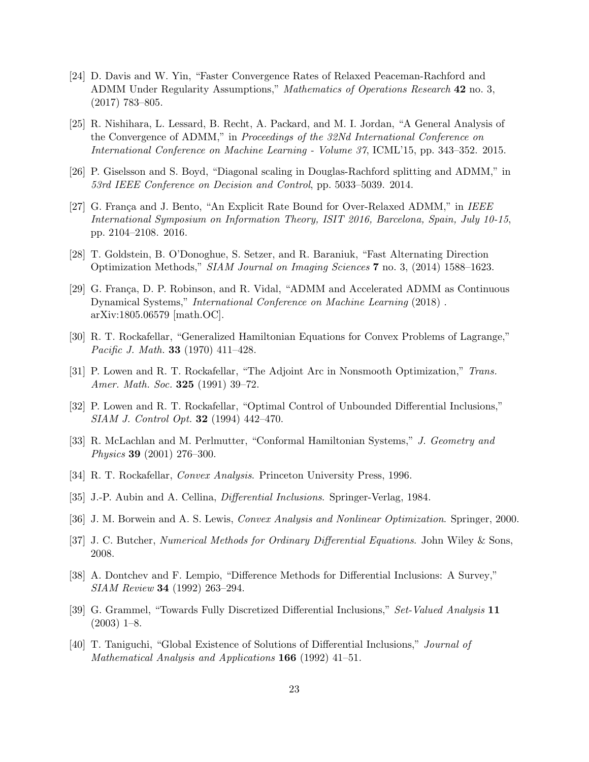[24] D. Davis and W. Yin, "Faster Convergence Rates of Relaxed Peaceman-Rachford and ADMM Under Regularity Assumptions," *Mathematics of Operations Research* **42** no. 3, (2017) 783–805.

[25] R. Nishihara, L. Lessard, B. Recht, A. Packard, and M. I. Jordan, "A General Analysis of the Convergence of ADMM," in *Proceedings of the 32Nd International Conference on International Conference on Machine Learning - Volume 37*, ICML'15, pp. 343–352. 2015.

[26] P. Giselsson and S. Boyd, "Diagonal scaling in Douglas-Rachford splitting and ADMM," in *53rd IEEE Conference on Decision and Control*, pp. 5033–5039. 2014.

[27] G. França and J. Bento, "An Explicit Rate Bound for Over-Relaxed ADMM," in *IEEE International Symposium on Information Theory, ISIT 2016, Barcelona, Spain, July 10-15*, pp. 2104–2108. 2016.

[28] T. Goldstein, B. O'Donoghue, S. Setzer, and R. Baraniuk, "Fast Alternating Direction Optimization Methods," *SIAM Journal on Imaging Sciences* **7** no. 3, (2014) 1588–1623.

[29] G. França, D. P. Robinson, and R. Vidal, "ADMM and Accelerated ADMM as Continuous Dynamical Systems," *International Conference on Machine Learning* (2018) . arXiv:1805.06579 [math.OC].

[30] R. T. Rockafellar, "Generalized Hamiltonian Equations for Convex Problems of Lagrange," *Pacific J. Math.* **33** (1970) 411–428.

[31] P. Lowen and R. T. Rockafellar, "The Adjoint Arc in Nonsmooth Optimization," *Trans. Amer. Math. Soc.* **325** (1991) 39–72.

[32] P. Lowen and R. T. Rockafellar, "Optimal Control of Unbounded Differential Inclusions," *SIAM J. Control Opt.* **32** (1994) 442–470.

[33] R. McLachlan and M. Perlmutter, "Conformal Hamiltonian Systems," *J. Geometry and Physics* **39** (2001) 276–300.

[34] R. T. Rockafellar, *Convex Analysis*. Princeton University Press, 1996.

[35] J.-P. Aubin and A. Cellina, *Differential Inclusions*. Springer-Verlag, 1984.

[36] J. M. Borwein and A. S. Lewis, *Convex Analysis and Nonlinear Optimization*. Springer, 2000.

[37] J. C. Butcher, *Numerical Methods for Ordinary Differential Equations*. John Wiley & Sons, 2008.

[38] A. Dontchev and F. Lempio, "Difference Methods for Differential Inclusions: A Survey," *SIAM Review* **34** (1992) 263–294.

[39] G. Grammel, "Towards Fully Discretized Differential Inclusions," *Set-Valued Analysis* **11** (2003) 1–8.

[40] T. Taniguchi, "Global Existence of Solutions of Differential Inclusions," *Journal of Mathematical Analysis and Applications* **166** (1992) 41–51.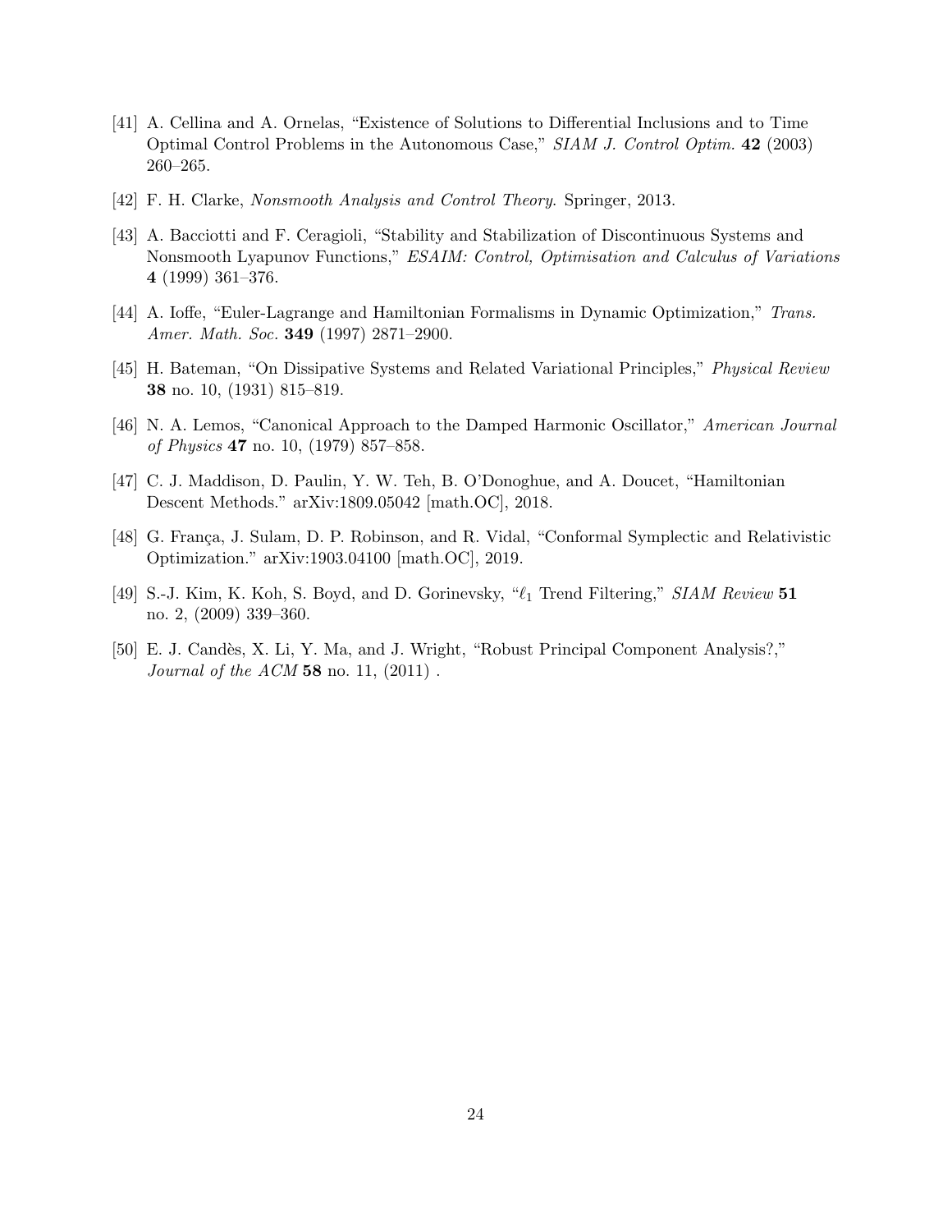[41] A. Cellina and A. Ornelas, "Existence of Solutions to Differential Inclusions and to Time Optimal Control Problems in the Autonomous Case," *SIAM J. Control Optim.* **42** (2003) 260–265.

[42] F. H. Clarke, *Nonsmooth Analysis and Control Theory*. Springer, 2013.

[43] A. Bacciotti and F. Ceragioli, "Stability and Stabilization of Discontinuous Systems and Nonsmooth Lyapunov Functions," *ESAIM: Control, Optimisation and Calculus of Variations* **4** (1999) 361–376.

[44] A. Ioffe, "Euler-Lagrange and Hamiltonian Formalisms in Dynamic Optimization," *Trans. Amer. Math. Soc.* **349** (1997) 2871–2900.

[45] H. Bateman, "On Dissipative Systems and Related Variational Principles," *Physical Review* **38** no. 10, (1931) 815–819.

[46] N. A. Lemos, "Canonical Approach to the Damped Harmonic Oscillator," *American Journal of Physics* **47** no. 10, (1979) 857–858.

[47] C. J. Maddison, D. Paulin, Y. W. Teh, B. O'Donoghue, and A. Doucet, "Hamiltonian Descent Methods." arXiv:1809.05042 [math.OC], 2018.

[48] G. França, J. Sulam, D. P. Robinson, and R. Vidal, "Conformal Symplectic and Relativistic Optimization." arXiv:1903.04100 [math.OC], 2019.

[49] S.-J. Kim, K. Koh, S. Boyd, and D. Gorinevsky, "$\ell_1$ Trend Filtering," *SIAM Review* **51** no. 2, (2009) 339–360.

[50] E. J. Candès, X. Li, Y. Ma, and J. Wright, "Robust Principal Component Analysis?," *Journal of the ACM* **58** no. 11, (2011) .